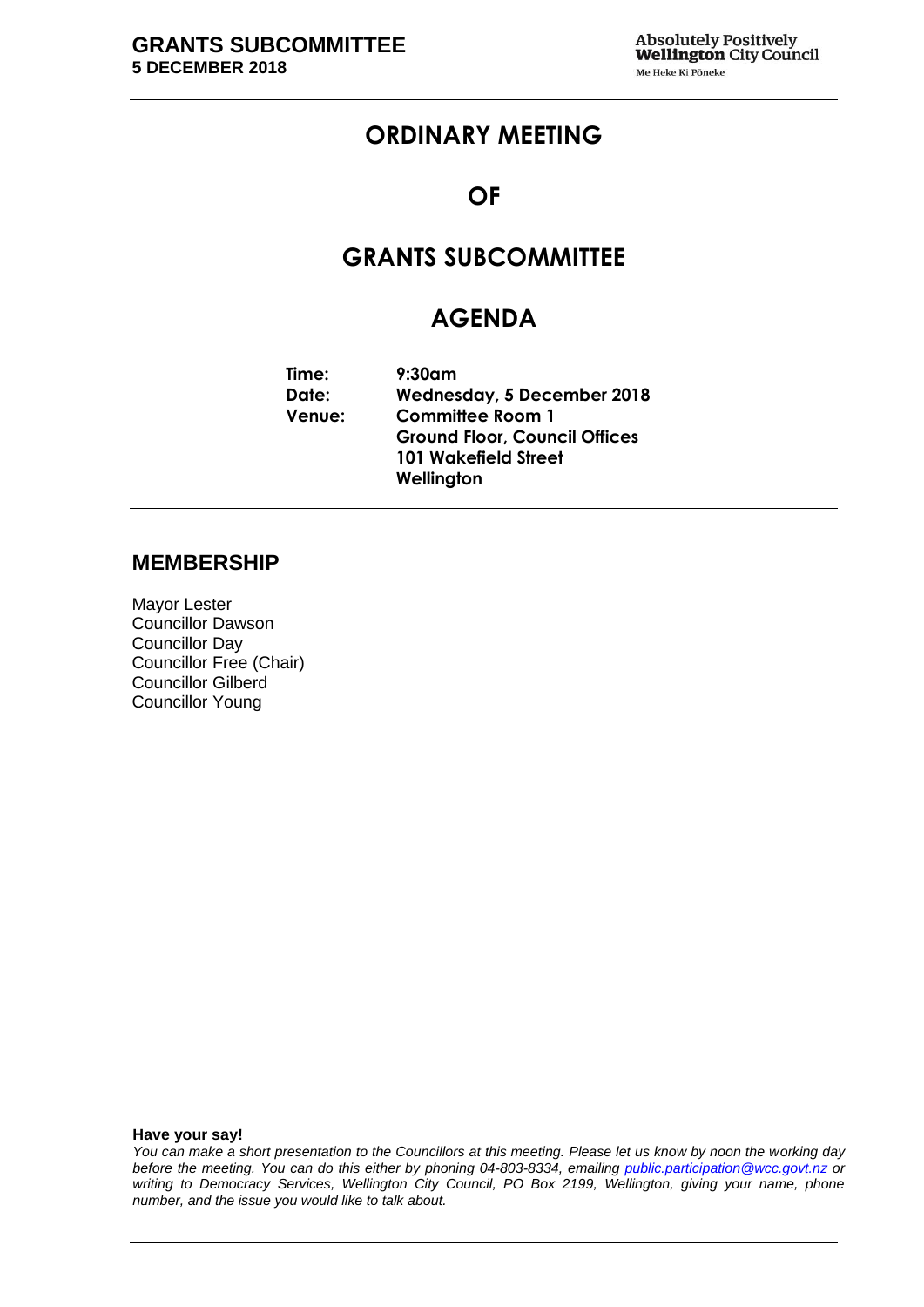# ORDINARY MEETING

# OF

# GRANTS SUBCOMMITTEE

# AGENDA

**Time:** 9:30am
**Date:** Wednesday, 5 December 2018
**Venue:** Committee Room 1
Ground Floor, Council Offices
101 Wakefield Street
Wellington

## MEMBERSHIP

Mayor Lester
Councillor Dawson
Councillor Day
Councillor Free (Chair)
Councillor Gilberd
Councillor Young

**Have your say!**

*You can make a short presentation to the Councillors at this meeting. Please let us know by noon the working day before the meeting. You can do this either by phoning 04-803-8334, emailing public.participation@wcc.govt.nz or writing to Democracy Services, Wellington City Council, PO Box 2199, Wellington, giving your name, phone number, and the issue you would like to talk about.*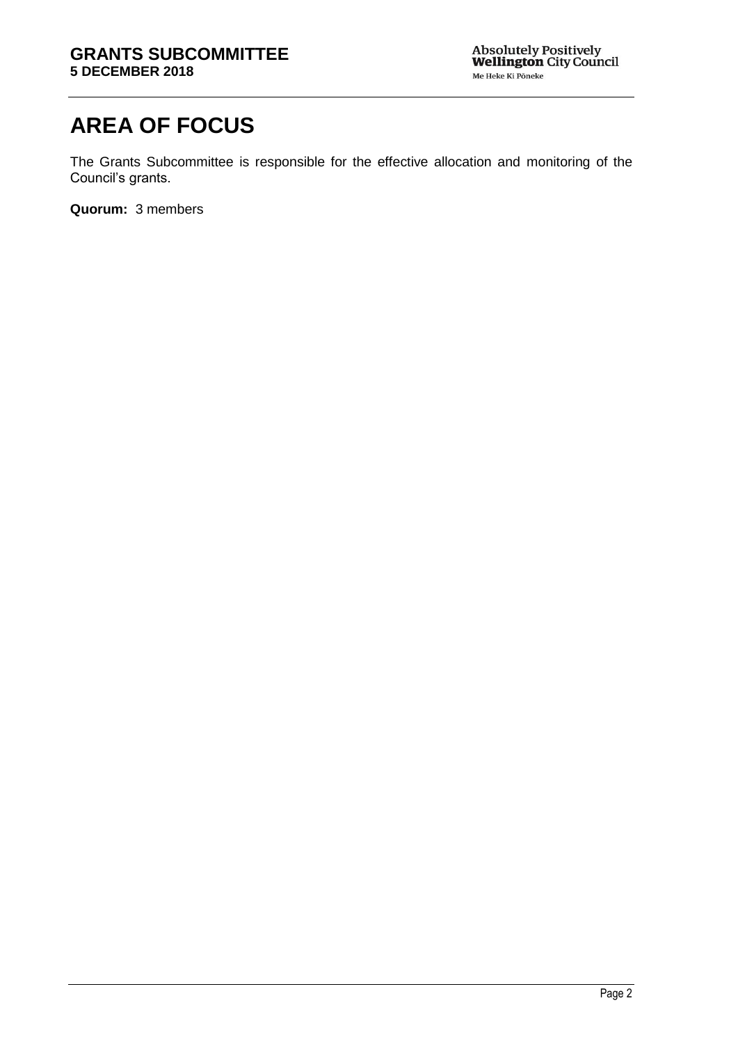# AREA OF FOCUS

The Grants Subcommittee is responsible for the effective allocation and monitoring of the Council's grants.

**Quorum:** 3 members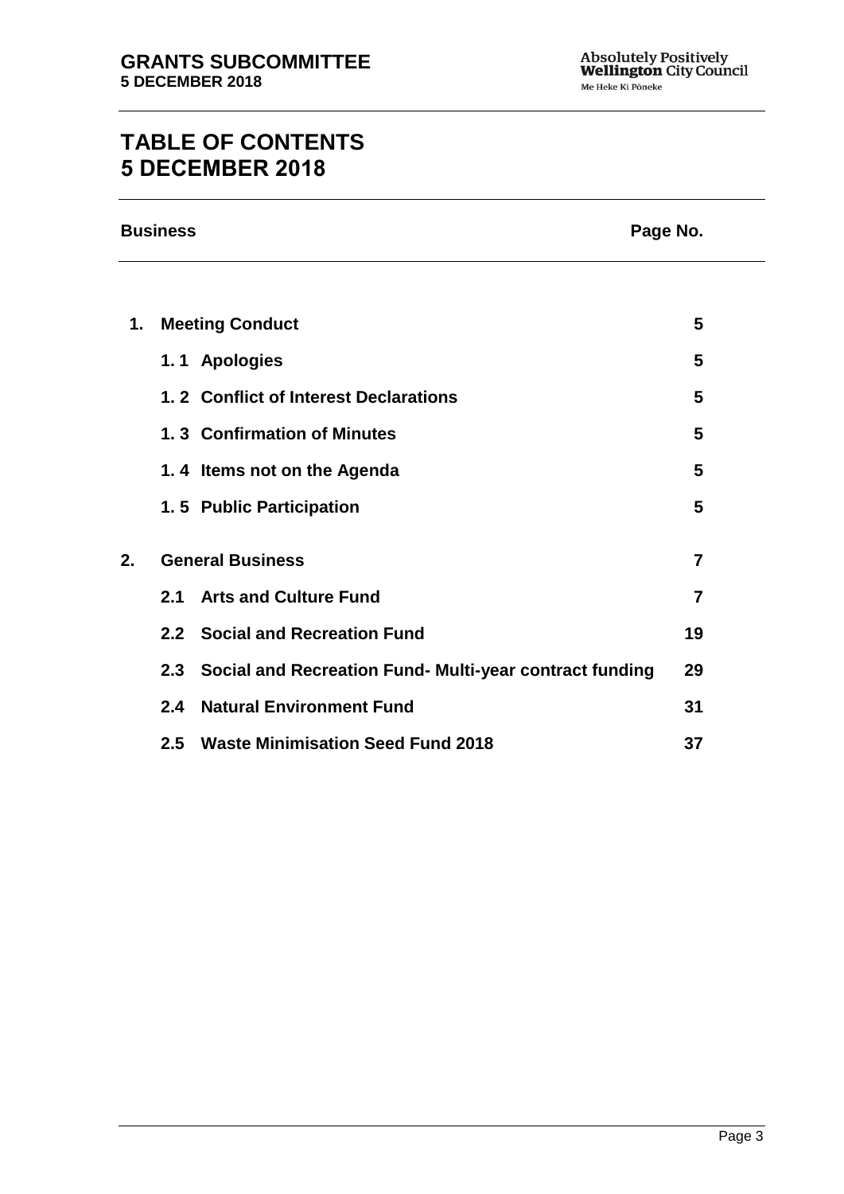# TABLE OF CONTENTS
# 5 DECEMBER 2018

| Business | | Page No. |
|---|---|---|
| **1.** | **Meeting Conduct** | **5** |
| | **1. 1 Apologies** | **5** |
| | **1. 2 Conflict of Interest Declarations** | **5** |
| | **1. 3 Confirmation of Minutes** | **5** |
| | **1. 4 Items not on the Agenda** | **5** |
| | **1. 5 Public Participation** | **5** |
| **2.** | **General Business** | **7** |
| | **2.1 Arts and Culture Fund** | **7** |
| | **2.2 Social and Recreation Fund** | **19** |
| | **2.3 Social and Recreation Fund- Multi-year contract funding** | **29** |
| | **2.4 Natural Environment Fund** | **31** |
| | **2.5 Waste Minimisation Seed Fund 2018** | **37** |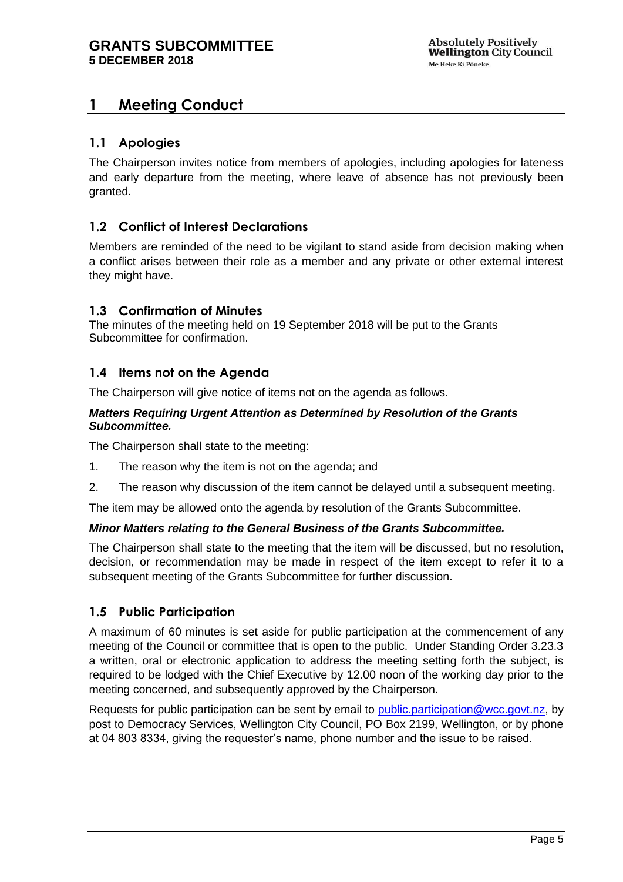# 1 Meeting Conduct

## 1.1 Apologies

The Chairperson invites notice from members of apologies, including apologies for lateness and early departure from the meeting, where leave of absence has not previously been granted.

## 1.2 Conflict of Interest Declarations

Members are reminded of the need to be vigilant to stand aside from decision making when a conflict arises between their role as a member and any private or other external interest they might have.

## 1.3 Confirmation of Minutes

The minutes of the meeting held on 19 September 2018 will be put to the Grants Subcommittee for confirmation.

## 1.4 Items not on the Agenda

The Chairperson will give notice of items not on the agenda as follows.

***Matters Requiring Urgent Attention as Determined by Resolution of the Grants Subcommittee.***

The Chairperson shall state to the meeting:

1. The reason why the item is not on the agenda; and
2. The reason why discussion of the item cannot be delayed until a subsequent meeting.

The item may be allowed onto the agenda by resolution of the Grants Subcommittee.

***Minor Matters relating to the General Business of the Grants Subcommittee.***

The Chairperson shall state to the meeting that the item will be discussed, but no resolution, decision, or recommendation may be made in respect of the item except to refer it to a subsequent meeting of the Grants Subcommittee for further discussion.

## 1.5 Public Participation

A maximum of 60 minutes is set aside for public participation at the commencement of any meeting of the Council or committee that is open to the public. Under Standing Order 3.23.3 a written, oral or electronic application to address the meeting setting forth the subject, is required to be lodged with the Chief Executive by 12.00 noon of the working day prior to the meeting concerned, and subsequently approved by the Chairperson.

Requests for public participation can be sent by email to public.participation@wcc.govt.nz, by post to Democracy Services, Wellington City Council, PO Box 2199, Wellington, or by phone at 04 803 8334, giving the requester's name, phone number and the issue to be raised.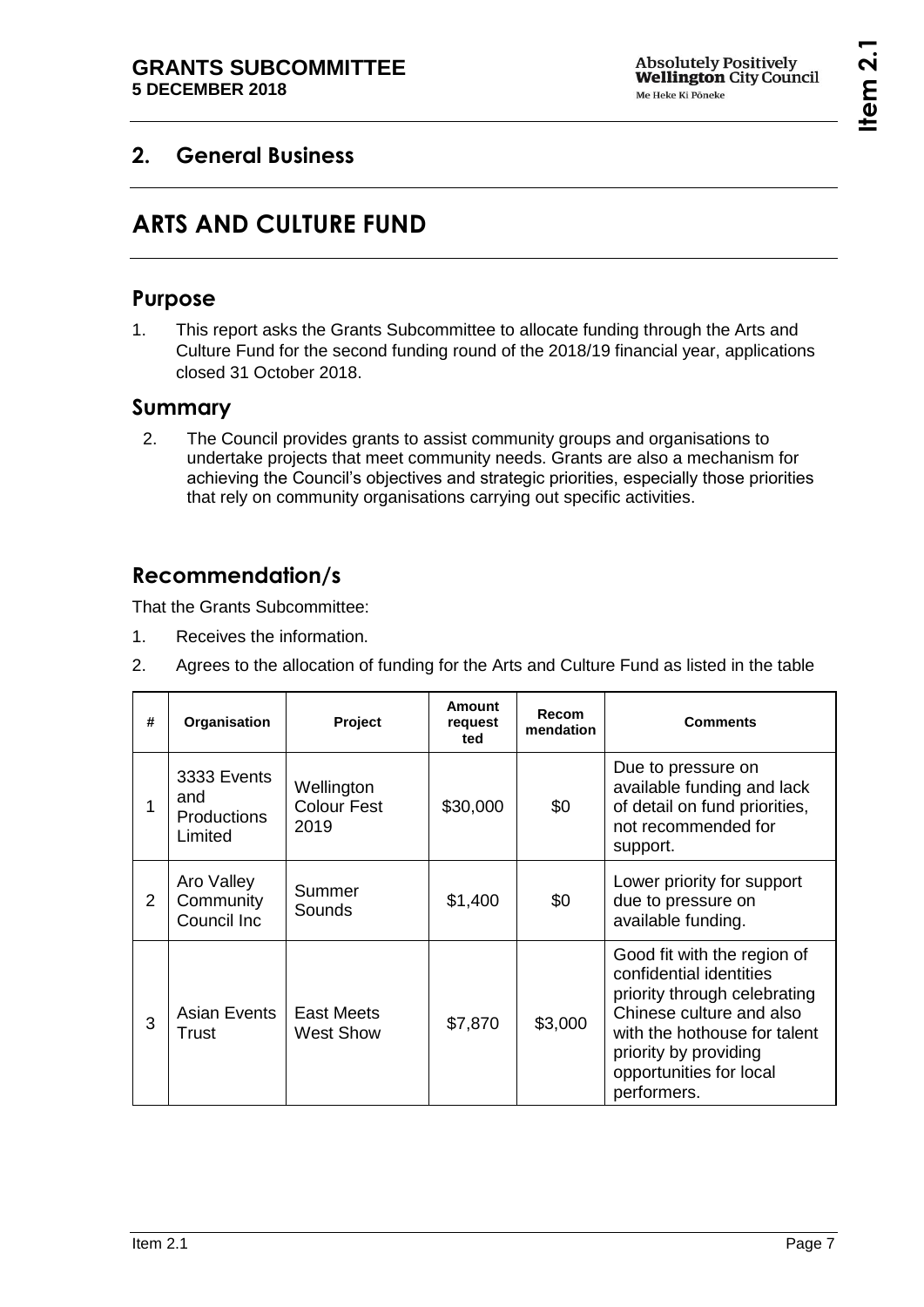## 2. General Business

# ARTS AND CULTURE FUND

## Purpose

1. This report asks the Grants Subcommittee to allocate funding through the Arts and Culture Fund for the second funding round of the 2018/19 financial year, applications closed 31 October 2018.

## Summary

2. The Council provides grants to assist community groups and organisations to undertake projects that meet community needs. Grants are also a mechanism for achieving the Council's objectives and strategic priorities, especially those priorities that rely on community organisations carrying out specific activities.

## Recommendation/s

That the Grants Subcommittee:

1. Receives the information.
2. Agrees to the allocation of funding for the Arts and Culture Fund as listed in the table

| # | Organisation | Project | Amount requested | Recommendation | Comments |
|---|---|---|---|---|---|
| 1 | 3333 Events and Productions Limited | Wellington Colour Fest 2019 | $30,000 | $0 | Due to pressure on available funding and lack of detail on fund priorities, not recommended for support. |
| 2 | Aro Valley Community Council Inc | Summer Sounds | $1,400 | $0 | Lower priority for support due to pressure on available funding. |
| 3 | Asian Events Trust | East Meets West Show | $7,870 | $3,000 | Good fit with the region of confidential identities priority through celebrating Chinese culture and also with the hothouse for talent priority by providing opportunities for local performers. |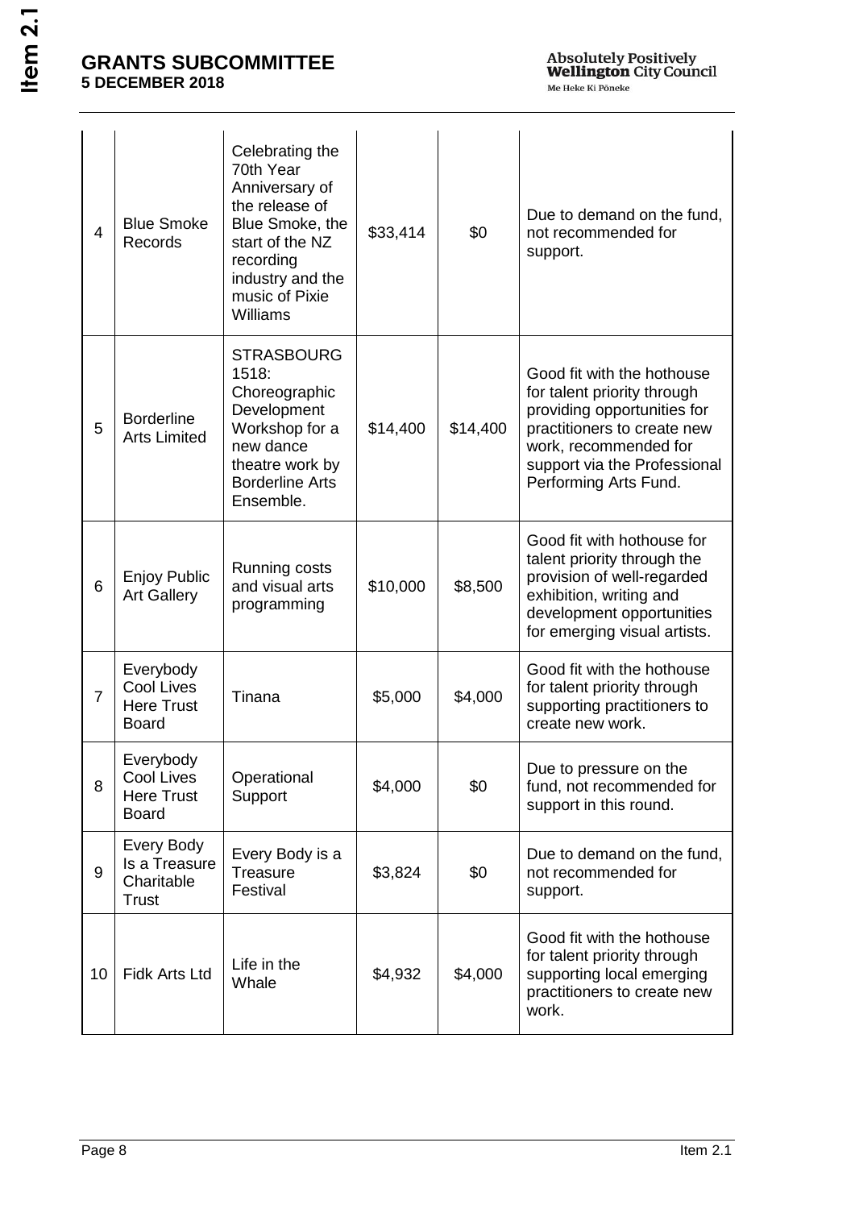| 4 | Blue Smoke Records | Celebrating the 70th Year Anniversary of the release of Blue Smoke, the start of the NZ recording industry and the music of Pixie Williams | $33,414 | $0 | Due to demand on the fund, not recommended for support. |
|---|---|---|---|---|---|
| 5 | Borderline Arts Limited | STRASBOURG 1518: Choreographic Development Workshop for a new dance theatre work by Borderline Arts Ensemble. | $14,400 | $14,400 | Good fit with the hothouse for talent priority through providing opportunities for practitioners to create new work, recommended for support via the Professional Performing Arts Fund. |
| 6 | Enjoy Public Art Gallery | Running costs and visual arts programming | $10,000 | $8,500 | Good fit with hothouse for talent priority through the provision of well-regarded exhibition, writing and development opportunities for emerging visual artists. |
| 7 | Everybody Cool Lives Here Trust Board | Tinana | $5,000 | $4,000 | Good fit with the hothouse for talent priority through supporting practitioners to create new work. |
| 8 | Everybody Cool Lives Here Trust Board | Operational Support | $4,000 | $0 | Due to pressure on the fund, not recommended for support in this round. |
| 9 | Every Body Is a Treasure Charitable Trust | Every Body is a Treasure Festival | $3,824 | $0 | Due to demand on the fund, not recommended for support. |
| 10 | Fidk Arts Ltd | Life in the Whale | $4,932 | $4,000 | Good fit with the hothouse for talent priority through supporting local emerging practitioners to create new work. |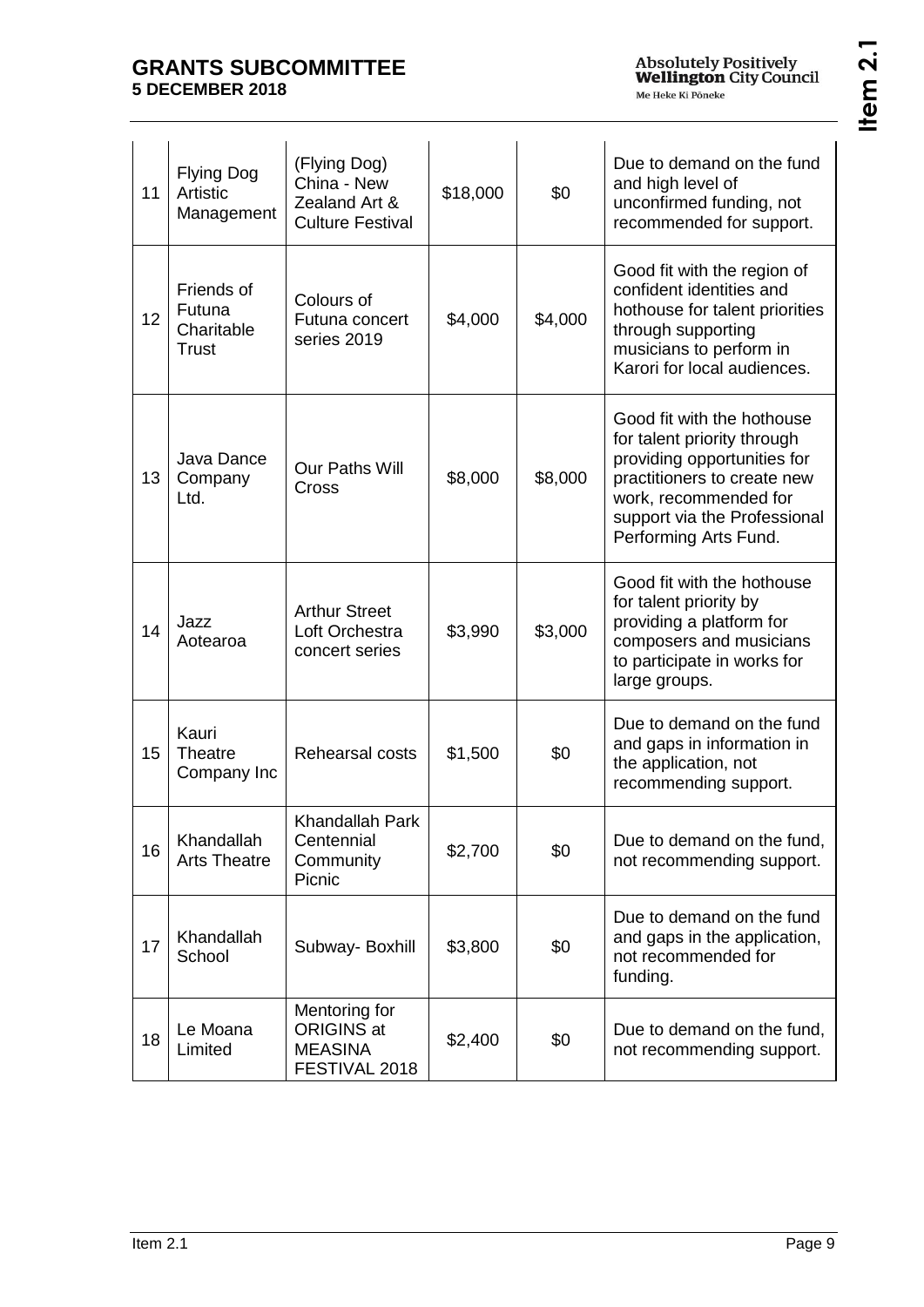| 11 | Flying Dog Artistic Management | (Flying Dog) China - New Zealand Art & Culture Festival | $18,000 | $0 | Due to demand on the fund and high level of unconfirmed funding, not recommended for support. |
|---|---|---|---|---|---|
| 12 | Friends of Futuna Charitable Trust | Colours of Futuna concert series 2019 | $4,000 | $4,000 | Good fit with the region of confident identities and hothouse for talent priorities through supporting musicians to perform in Karori for local audiences. |
| 13 | Java Dance Company Ltd. | Our Paths Will Cross | $8,000 | $8,000 | Good fit with the hothouse for talent priority through providing opportunities for practitioners to create new work, recommended for support via the Professional Performing Arts Fund. |
| 14 | Jazz Aotearoa | Arthur Street Loft Orchestra concert series | $3,990 | $3,000 | Good fit with the hothouse for talent priority by providing a platform for composers and musicians to participate in works for large groups. |
| 15 | Kauri Theatre Company Inc | Rehearsal costs | $1,500 | $0 | Due to demand on the fund and gaps in information in the application, not recommending support. |
| 16 | Khandallah Arts Theatre | Khandallah Park Centennial Community Picnic | $2,700 | $0 | Due to demand on the fund, not recommending support. |
| 17 | Khandallah School | Subway- Boxhill | $3,800 | $0 | Due to demand on the fund and gaps in the application, not recommended for funding. |
| 18 | Le Moana Limited | Mentoring for ORIGINS at MEASINA FESTIVAL 2018 | $2,400 | $0 | Due to demand on the fund, not recommending support. |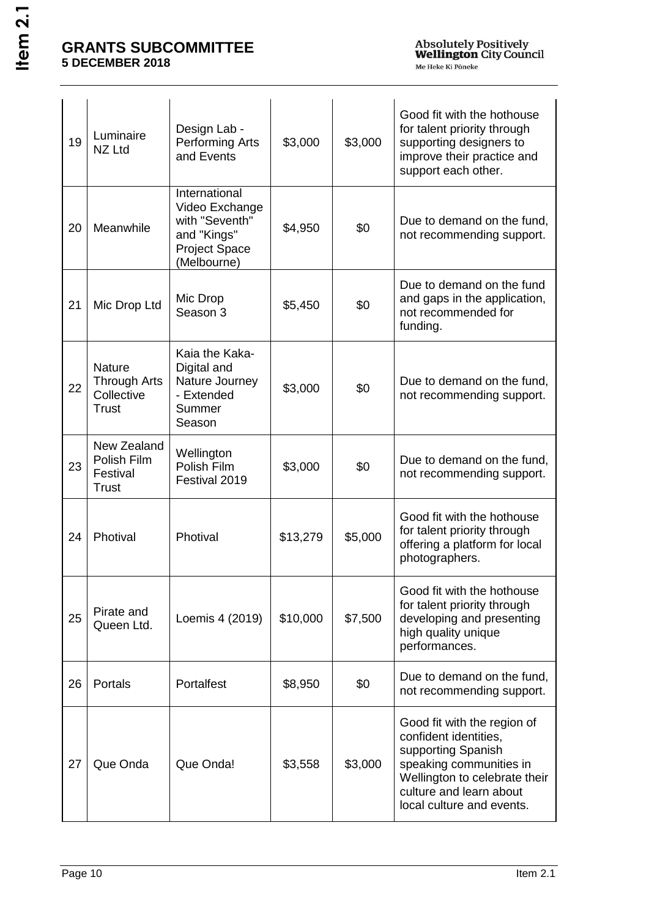| | | | | | |
|---|---|---|---|---|---|
| 19 | Luminaire NZ Ltd | Design Lab - Performing Arts and Events | $3,000 | $3,000 | Good fit with the hothouse for talent priority through supporting designers to improve their practice and support each other. |
| 20 | Meanwhile | International Video Exchange with "Seventh" and "Kings" Project Space (Melbourne) | $4,950 | $0 | Due to demand on the fund, not recommending support. |
| 21 | Mic Drop Ltd | Mic Drop Season 3 | $5,450 | $0 | Due to demand on the fund and gaps in the application, not recommended for funding. |
| 22 | Nature Through Arts Collective Trust | Kaia the Kaka- Digital and Nature Journey - Extended Summer Season | $3,000 | $0 | Due to demand on the fund, not recommending support. |
| 23 | New Zealand Polish Film Festival Trust | Wellington Polish Film Festival 2019 | $3,000 | $0 | Due to demand on the fund, not recommending support. |
| 24 | Photival | Photival | $13,279 | $5,000 | Good fit with the hothouse for talent priority through offering a platform for local photographers. |
| 25 | Pirate and Queen Ltd. | Loemis 4 (2019) | $10,000 | $7,500 | Good fit with the hothouse for talent priority through developing and presenting high quality unique performances. |
| 26 | Portals | Portalfest | $8,950 | $0 | Due to demand on the fund, not recommending support. |
| 27 | Que Onda | Que Onda! | $3,558 | $3,000 | Good fit with the region of confident identities, supporting Spanish speaking communities in Wellington to celebrate their culture and learn about local culture and events. |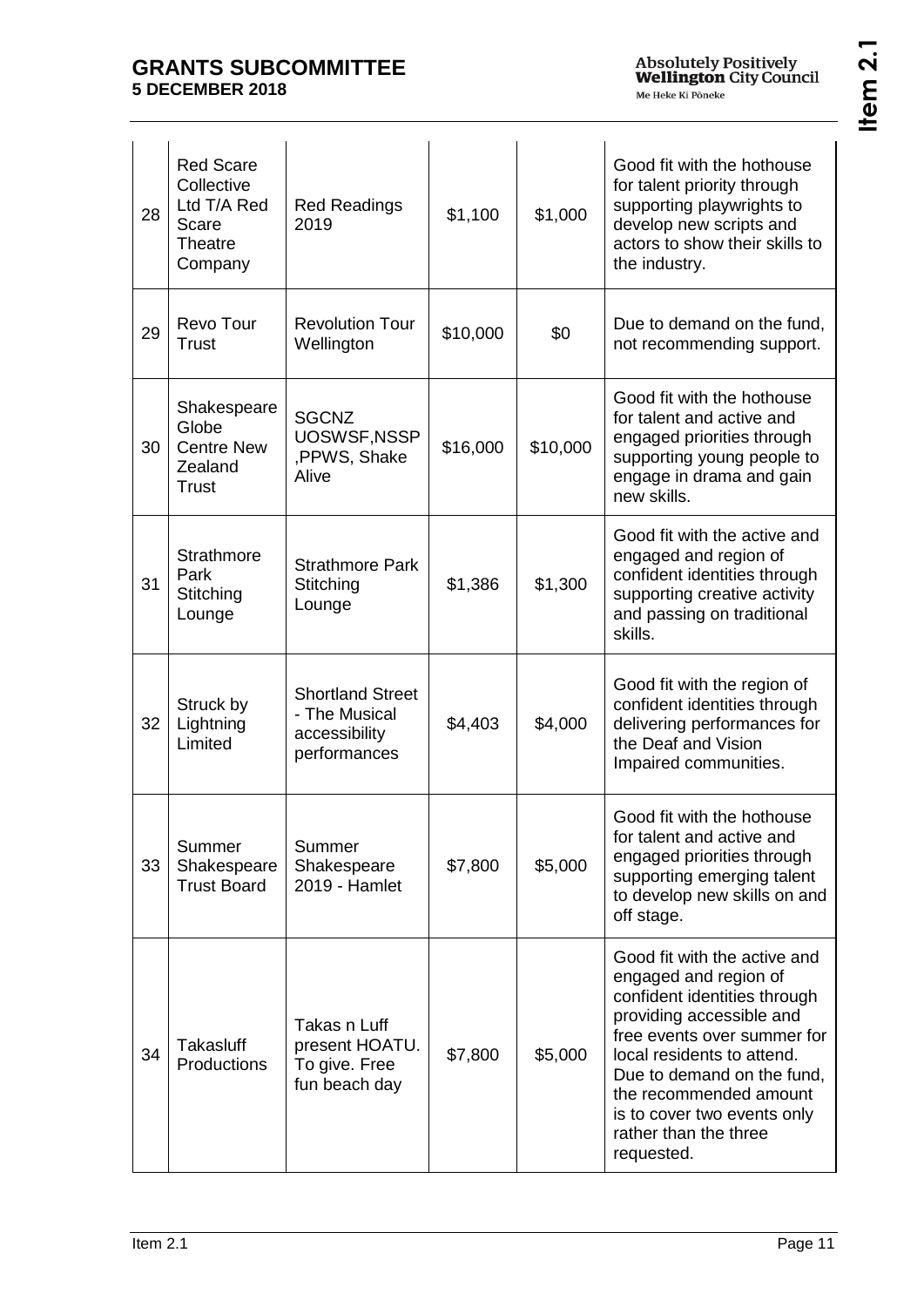| 28 | Red Scare Collective Ltd T/A Red Scare Theatre Company | Red Readings 2019 | $1,100 | $1,000 | Good fit with the hothouse for talent priority through supporting playwrights to develop new scripts and actors to show their skills to the industry. |
|---|---|---|---|---|---|
| 29 | Revo Tour Trust | Revolution Tour Wellington | $10,000 | $0 | Due to demand on the fund, not recommending support. |
| 30 | Shakespeare Globe Centre New Zealand Trust | SGCNZ UOSWSF,NSSP ,PPWS, Shake Alive | $16,000 | $10,000 | Good fit with the hothouse for talent and active and engaged priorities through supporting young people to engage in drama and gain new skills. |
| 31 | Strathmore Park Stitching Lounge | Strathmore Park Stitching Lounge | $1,386 | $1,300 | Good fit with the active and engaged and region of confident identities through supporting creative activity and passing on traditional skills. |
| 32 | Struck by Lightning Limited | Shortland Street - The Musical accessibility performances | $4,403 | $4,000 | Good fit with the region of confident identities through delivering performances for the Deaf and Vision Impaired communities. |
| 33 | Summer Shakespeare Trust Board | Summer Shakespeare 2019 - Hamlet | $7,800 | $5,000 | Good fit with the hothouse for talent and active and engaged priorities through supporting emerging talent to develop new skills on and off stage. |
| 34 | Takasluff Productions | Takas n Luff present HOATU. To give. Free fun beach day | $7,800 | $5,000 | Good fit with the active and engaged and region of confident identities through providing accessible and free events over summer for local residents to attend. Due to demand on the fund, the recommended amount is to cover two events only rather than the three requested. |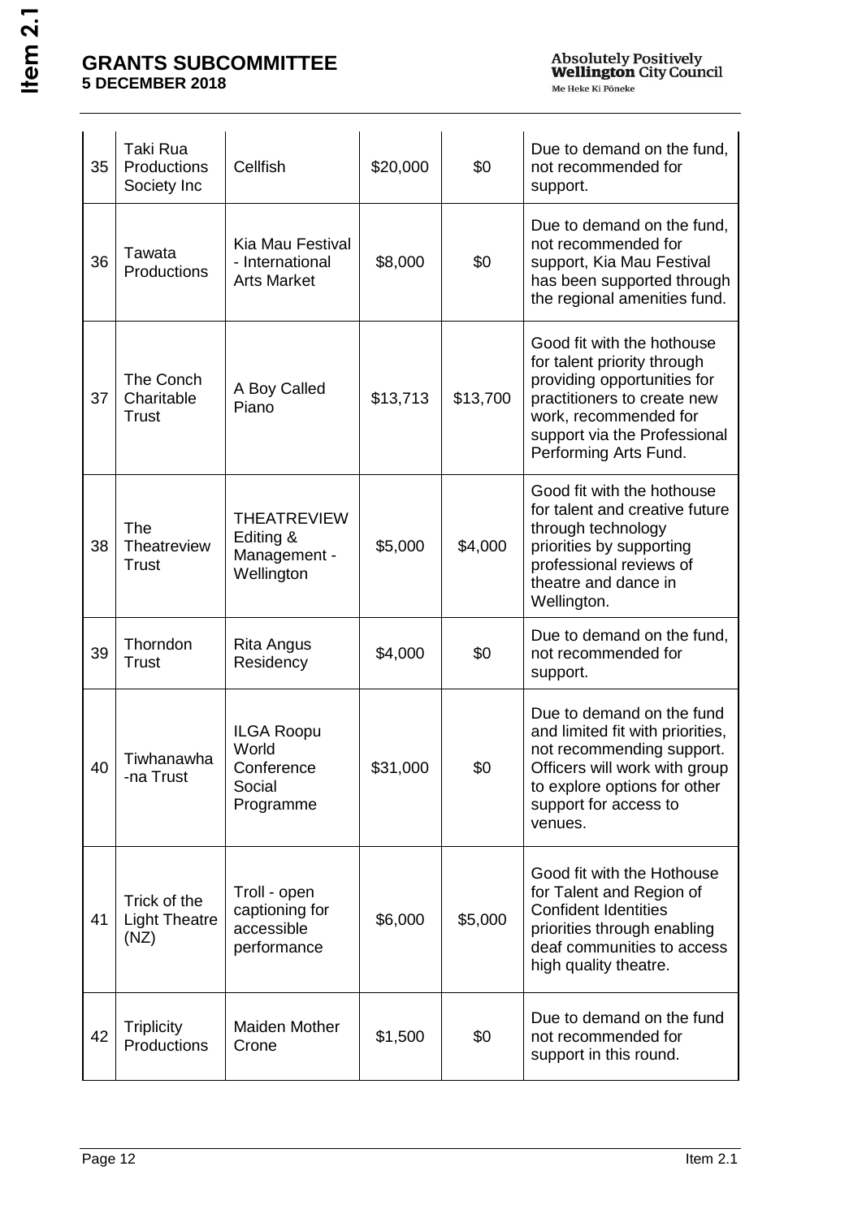| 35 | Taki Rua Productions Society Inc | Cellfish | $20,000 | $0 | Due to demand on the fund, not recommended for support. |
|---|---|---|---|---|---|
| 36 | Tawata Productions | Kia Mau Festival - International Arts Market | $8,000 | $0 | Due to demand on the fund, not recommended for support, Kia Mau Festival has been supported through the regional amenities fund. |
| 37 | The Conch Charitable Trust | A Boy Called Piano | $13,713 | $13,700 | Good fit with the hothouse for talent priority through providing opportunities for practitioners to create new work, recommended for support via the Professional Performing Arts Fund. |
| 38 | The Theatreview Trust | THEATREVIEW Editing & Management - Wellington | $5,000 | $4,000 | Good fit with the hothouse for talent and creative future through technology priorities by supporting professional reviews of theatre and dance in Wellington. |
| 39 | Thorndon Trust | Rita Angus Residency | $4,000 | $0 | Due to demand on the fund, not recommended for support. |
| 40 | Tiwhanawha -na Trust | ILGA Roopu World Conference Social Programme | $31,000 | $0 | Due to demand on the fund and limited fit with priorities, not recommending support. Officers will work with group to explore options for other support for access to venues. |
| 41 | Trick of the Light Theatre (NZ) | Troll - open captioning for accessible performance | $6,000 | $5,000 | Good fit with the Hothouse for Talent and Region of Confident Identities priorities through enabling deaf communities to access high quality theatre. |
| 42 | Triplicity Productions | Maiden Mother Crone | $1,500 | $0 | Due to demand on the fund not recommended for support in this round. |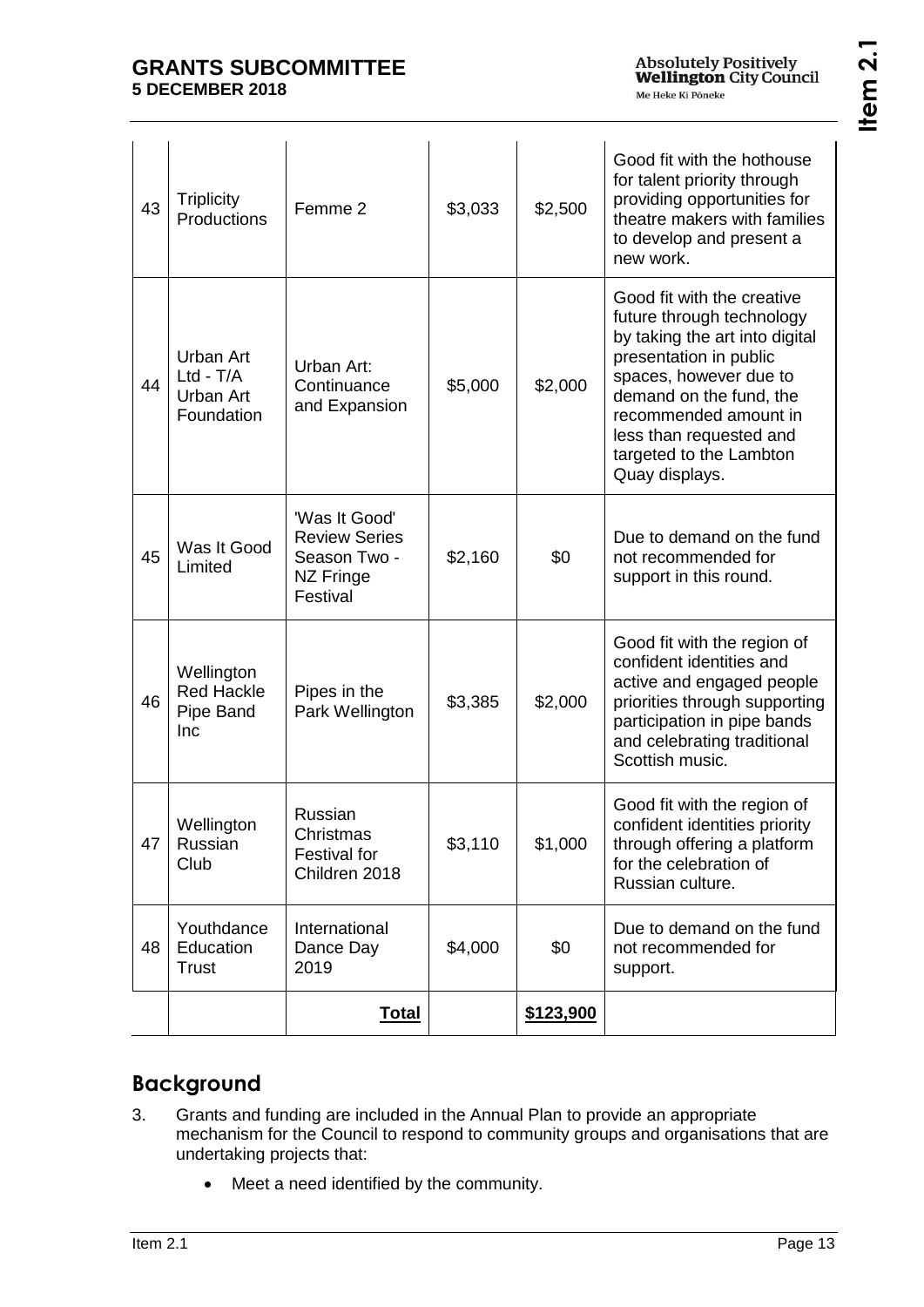| | | | | | |
|---|---|---|---|---|---|
| 43 | Triplicity Productions | Femme 2 | $3,033 | $2,500 | Good fit with the hothouse for talent priority through providing opportunities for theatre makers with families to develop and present a new work. |
| 44 | Urban Art Ltd - T/A Urban Art Foundation | Urban Art: Continuance and Expansion | $5,000 | $2,000 | Good fit with the creative future through technology by taking the art into digital presentation in public spaces, however due to demand on the fund, the recommended amount in less than requested and targeted to the Lambton Quay displays. |
| 45 | Was It Good Limited | 'Was It Good' Review Series Season Two - NZ Fringe Festival | $2,160 | $0 | Due to demand on the fund not recommended for support in this round. |
| 46 | Wellington Red Hackle Pipe Band Inc | Pipes in the Park Wellington | $3,385 | $2,000 | Good fit with the region of confident identities and active and engaged people priorities through supporting participation in pipe bands and celebrating traditional Scottish music. |
| 47 | Wellington Russian Club | Russian Christmas Festival for Children 2018 | $3,110 | $1,000 | Good fit with the region of confident identities priority through offering a platform for the celebration of Russian culture. |
| 48 | Youthdance Education Trust | International Dance Day 2019 | $4,000 | $0 | Due to demand on the fund not recommended for support. |
| | | **Total** | | **$123,900** | |

## Background

3. Grants and funding are included in the Annual Plan to provide an appropriate mechanism for the Council to respond to community groups and organisations that are undertaking projects that:
   - Meet a need identified by the community.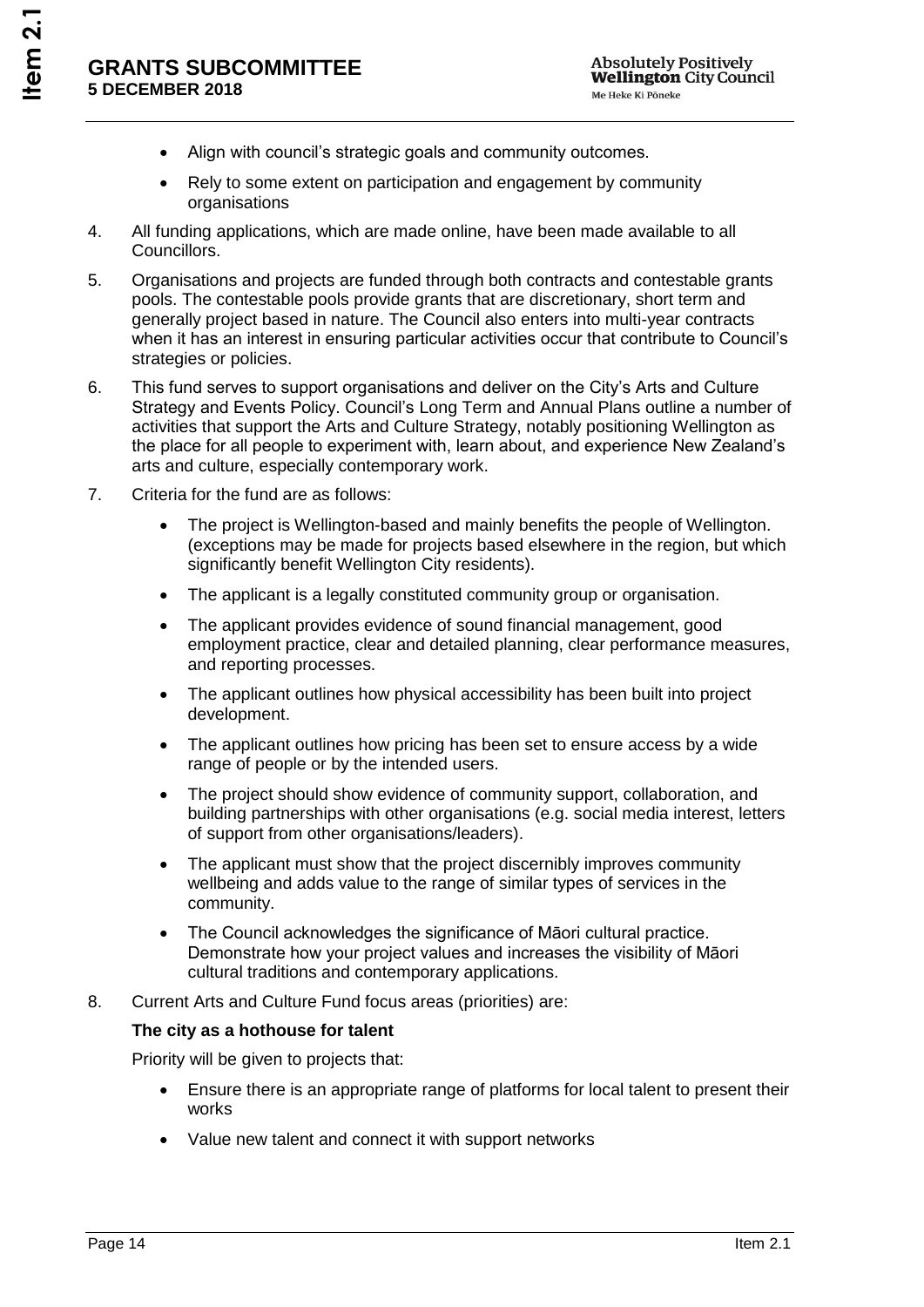- Align with council's strategic goals and community outcomes.
- Rely to some extent on participation and engagement by community organisations

4. All funding applications, which are made online, have been made available to all Councillors.

5. Organisations and projects are funded through both contracts and contestable grants pools. The contestable pools provide grants that are discretionary, short term and generally project based in nature. The Council also enters into multi-year contracts when it has an interest in ensuring particular activities occur that contribute to Council's strategies or policies.

6. This fund serves to support organisations and deliver on the City's Arts and Culture Strategy and Events Policy. Council's Long Term and Annual Plans outline a number of activities that support the Arts and Culture Strategy, notably positioning Wellington as the place for all people to experiment with, learn about, and experience New Zealand's arts and culture, especially contemporary work.

7. Criteria for the fund are as follows:

   - The project is Wellington-based and mainly benefits the people of Wellington. (exceptions may be made for projects based elsewhere in the region, but which significantly benefit Wellington City residents).
   - The applicant is a legally constituted community group or organisation.
   - The applicant provides evidence of sound financial management, good employment practice, clear and detailed planning, clear performance measures, and reporting processes.
   - The applicant outlines how physical accessibility has been built into project development.
   - The applicant outlines how pricing has been set to ensure access by a wide range of people or by the intended users.
   - The project should show evidence of community support, collaboration, and building partnerships with other organisations (e.g. social media interest, letters of support from other organisations/leaders).
   - The applicant must show that the project discernibly improves community wellbeing and adds value to the range of similar types of services in the community.
   - The Council acknowledges the significance of Māori cultural practice. Demonstrate how your project values and increases the visibility of Māori cultural traditions and contemporary applications.

8. Current Arts and Culture Fund focus areas (priorities) are:

   **The city as a hothouse for talent**

   Priority will be given to projects that:

   - Ensure there is an appropriate range of platforms for local talent to present their works
   - Value new talent and connect it with support networks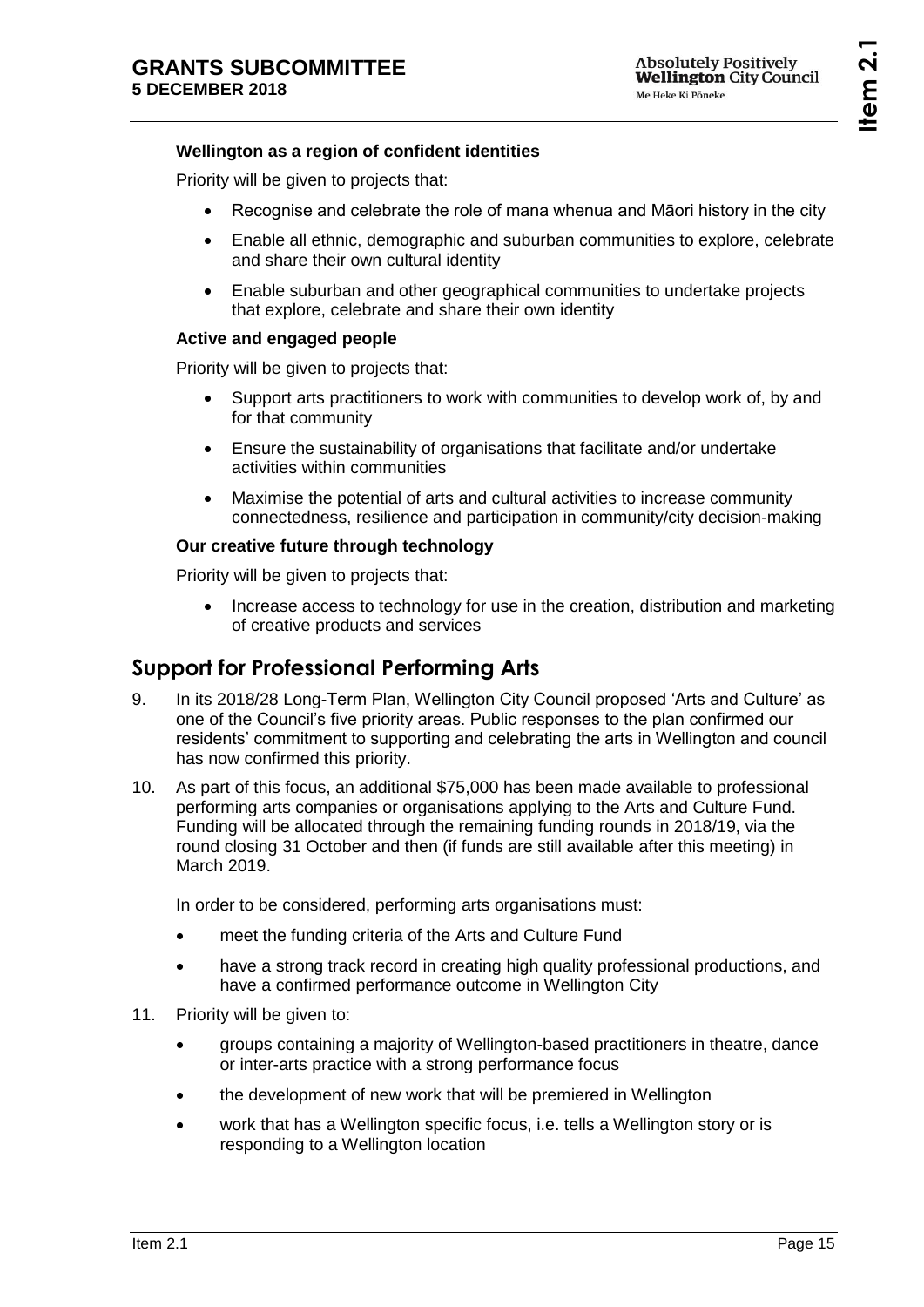**Wellington as a region of confident identities**

Priority will be given to projects that:

- Recognise and celebrate the role of mana whenua and Māori history in the city
- Enable all ethnic, demographic and suburban communities to explore, celebrate and share their own cultural identity
- Enable suburban and other geographical communities to undertake projects that explore, celebrate and share their own identity

**Active and engaged people**

Priority will be given to projects that:

- Support arts practitioners to work with communities to develop work of, by and for that community
- Ensure the sustainability of organisations that facilitate and/or undertake activities within communities
- Maximise the potential of arts and cultural activities to increase community connectedness, resilience and participation in community/city decision-making

**Our creative future through technology**

Priority will be given to projects that:

- Increase access to technology for use in the creation, distribution and marketing of creative products and services

## Support for Professional Performing Arts

9. In its 2018/28 Long-Term Plan, Wellington City Council proposed 'Arts and Culture' as one of the Council's five priority areas. Public responses to the plan confirmed our residents' commitment to supporting and celebrating the arts in Wellington and council has now confirmed this priority.

10. As part of this focus, an additional $75,000 has been made available to professional performing arts companies or organisations applying to the Arts and Culture Fund. Funding will be allocated through the remaining funding rounds in 2018/19, via the round closing 31 October and then (if funds are still available after this meeting) in March 2019.

    In order to be considered, performing arts organisations must:

    - meet the funding criteria of the Arts and Culture Fund
    - have a strong track record in creating high quality professional productions, and have a confirmed performance outcome in Wellington City

11. Priority will be given to:

    - groups containing a majority of Wellington-based practitioners in theatre, dance or inter-arts practice with a strong performance focus
    - the development of new work that will be premiered in Wellington
    - work that has a Wellington specific focus, i.e. tells a Wellington story or is responding to a Wellington location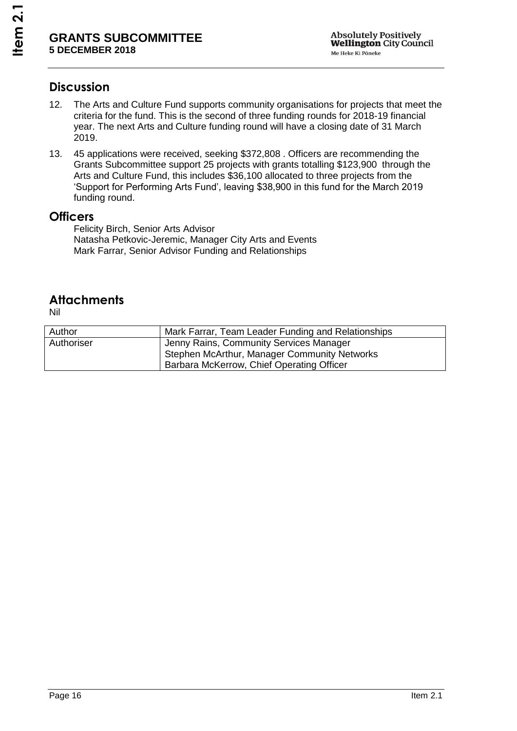## Discussion

12. The Arts and Culture Fund supports community organisations for projects that meet the criteria for the fund. This is the second of three funding rounds for 2018-19 financial year. The next Arts and Culture funding round will have a closing date of 31 March 2019.

13. 45 applications were received, seeking $372,808 . Officers are recommending the Grants Subcommittee support 25 projects with grants totalling $123,900 through the Arts and Culture Fund, this includes $36,100 allocated to three projects from the 'Support for Performing Arts Fund', leaving $38,900 in this fund for the March 2019 funding round.

## Officers

Felicity Birch, Senior Arts Advisor
Natasha Petkovic-Jeremic, Manager City Arts and Events
Mark Farrar, Senior Advisor Funding and Relationships

## Attachments

Nil

| Author | Mark Farrar, Team Leader Funding and Relationships |
|---|---|
| Authoriser | Jenny Rains, Community Services Manager<br>Stephen McArthur, Manager Community Networks<br>Barbara McKerrow, Chief Operating Officer |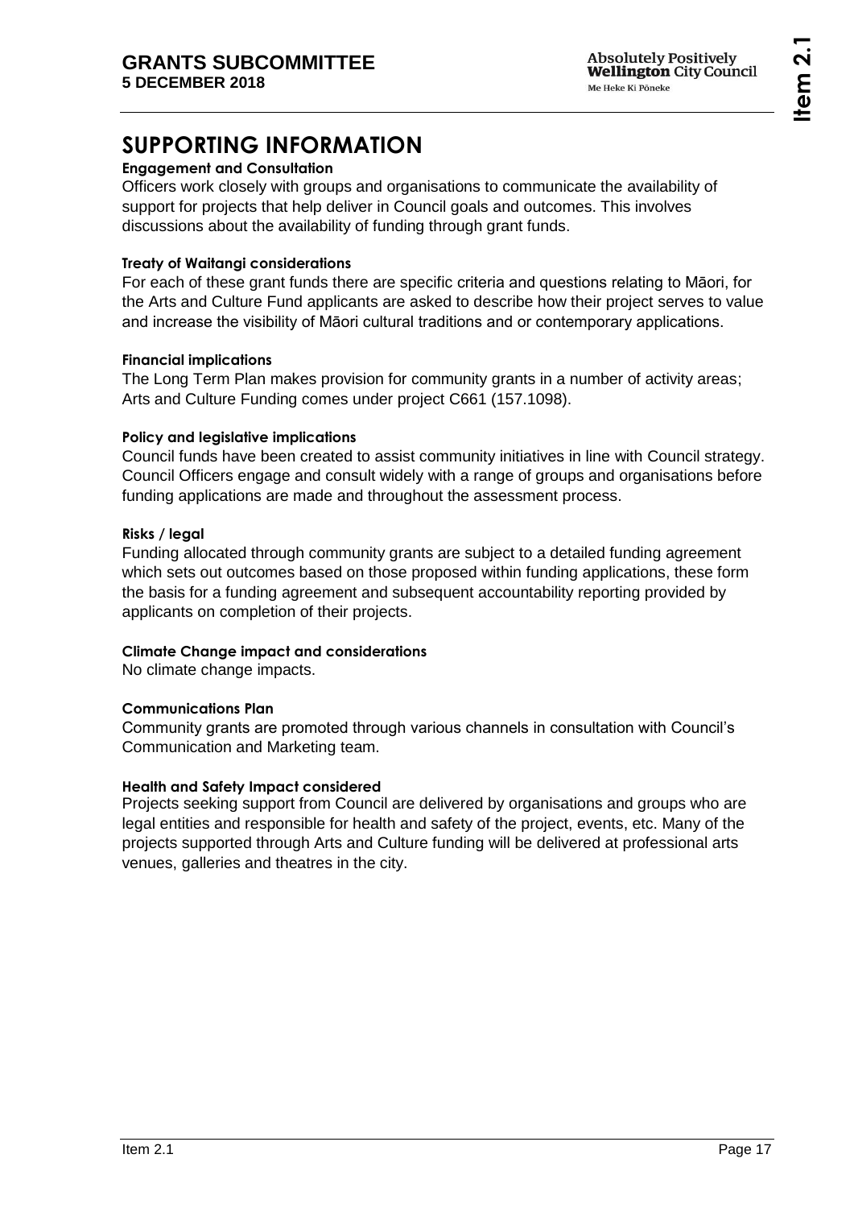# SUPPORTING INFORMATION

**Engagement and Consultation**

Officers work closely with groups and organisations to communicate the availability of support for projects that help deliver in Council goals and outcomes. This involves discussions about the availability of funding through grant funds.

**Treaty of Waitangi considerations**

For each of these grant funds there are specific criteria and questions relating to Māori, for the Arts and Culture Fund applicants are asked to describe how their project serves to value and increase the visibility of Māori cultural traditions and or contemporary applications.

**Financial implications**

The Long Term Plan makes provision for community grants in a number of activity areas; Arts and Culture Funding comes under project C661 (157.1098).

**Policy and legislative implications**

Council funds have been created to assist community initiatives in line with Council strategy. Council Officers engage and consult widely with a range of groups and organisations before funding applications are made and throughout the assessment process.

**Risks / legal**

Funding allocated through community grants are subject to a detailed funding agreement which sets out outcomes based on those proposed within funding applications, these form the basis for a funding agreement and subsequent accountability reporting provided by applicants on completion of their projects.

**Climate Change impact and considerations**

No climate change impacts.

**Communications Plan**

Community grants are promoted through various channels in consultation with Council's Communication and Marketing team.

**Health and Safety Impact considered**

Projects seeking support from Council are delivered by organisations and groups who are legal entities and responsible for health and safety of the project, events, etc. Many of the projects supported through Arts and Culture funding will be delivered at professional arts venues, galleries and theatres in the city.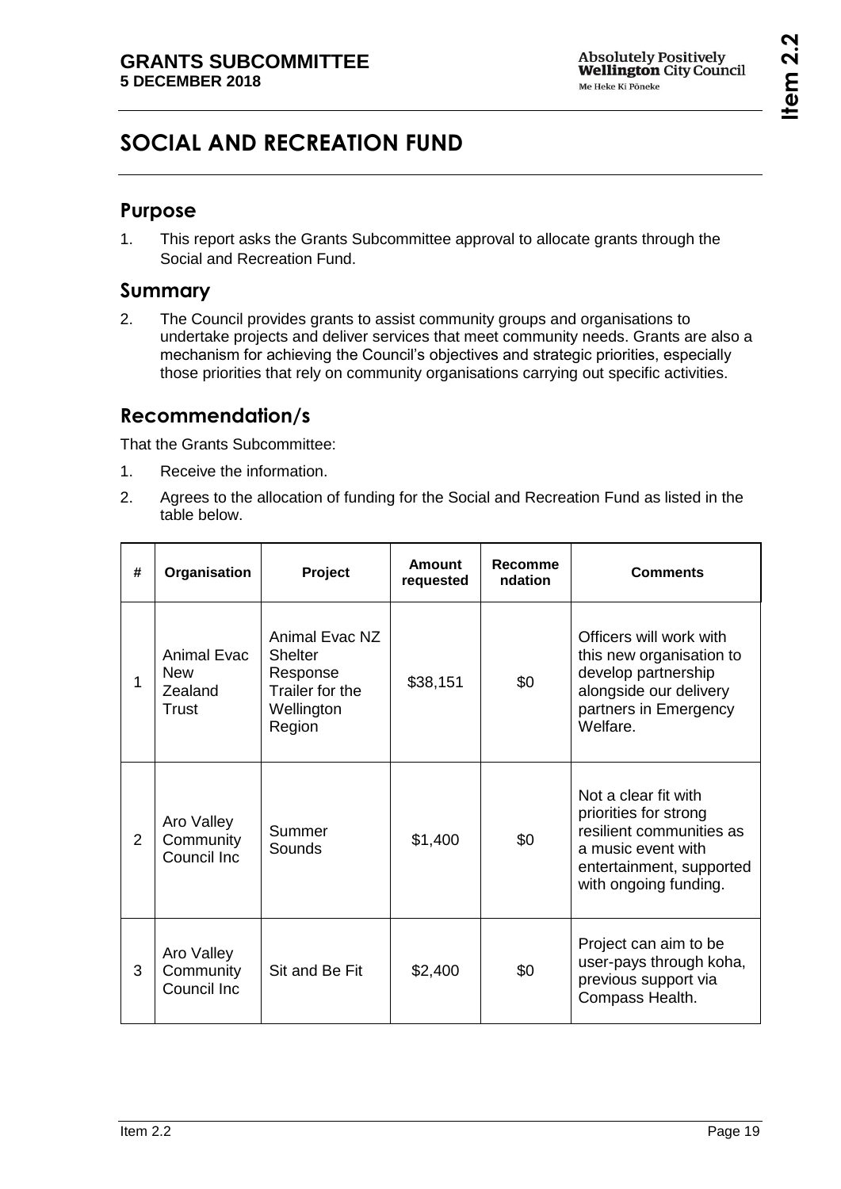# SOCIAL AND RECREATION FUND

## Purpose

1. This report asks the Grants Subcommittee approval to allocate grants through the Social and Recreation Fund.

## Summary

2. The Council provides grants to assist community groups and organisations to undertake projects and deliver services that meet community needs. Grants are also a mechanism for achieving the Council's objectives and strategic priorities, especially those priorities that rely on community organisations carrying out specific activities.

## Recommendation/s

That the Grants Subcommittee:

1. Receive the information.
2. Agrees to the allocation of funding for the Social and Recreation Fund as listed in the table below.

| # | Organisation | Project | Amount requested | Recommendation | Comments |
|---|---|---|---|---|---|
| 1 | Animal Evac New Zealand Trust | Animal Evac NZ Shelter Response Trailer for the Wellington Region | $38,151 | $0 | Officers will work with this new organisation to develop partnership alongside our delivery partners in Emergency Welfare. |
| 2 | Aro Valley Community Council Inc | Summer Sounds | $1,400 | $0 | Not a clear fit with priorities for strong resilient communities as a music event with entertainment, supported with ongoing funding. |
| 3 | Aro Valley Community Council Inc | Sit and Be Fit | $2,400 | $0 | Project can aim to be user-pays through koha, previous support via Compass Health. |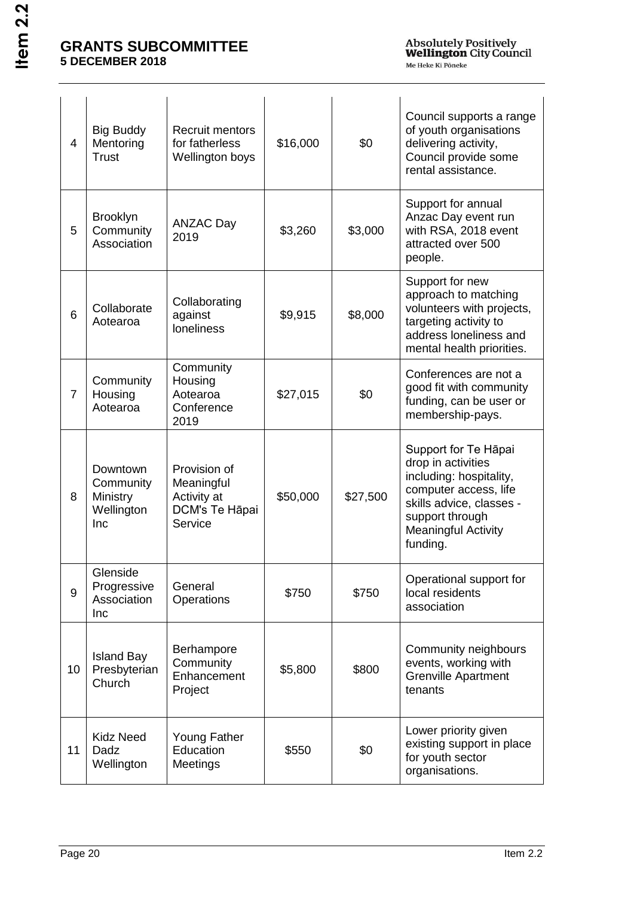| 4 | Big Buddy Mentoring Trust | Recruit mentors for fatherless Wellington boys | $16,000 | $0 | Council supports a range of youth organisations delivering activity, Council provide some rental assistance. |
|---|---|---|---|---|---|
| 5 | Brooklyn Community Association | ANZAC Day 2019 | $3,260 | $3,000 | Support for annual Anzac Day event run with RSA, 2018 event attracted over 500 people. |
| 6 | Collaborate Aotearoa | Collaborating against loneliness | $9,915 | $8,000 | Support for new approach to matching volunteers with projects, targeting activity to address loneliness and mental health priorities. |
| 7 | Community Housing Aotearoa | Community Housing Aotearoa Conference 2019 | $27,015 | $0 | Conferences are not a good fit with community funding, can be user or membership-pays. |
| 8 | Downtown Community Ministry Wellington Inc | Provision of Meaningful Activity at DCM's Te Hāpai Service | $50,000 | $27,500 | Support for Te Hāpai drop in activities including: hospitality, computer access, life skills advice, classes - support through Meaningful Activity funding. |
| 9 | Glenside Progressive Association Inc | General Operations | $750 | $750 | Operational support for local residents association |
| 10 | Island Bay Presbyterian Church | Berhampore Community Enhancement Project | $5,800 | $800 | Community neighbours events, working with Grenville Apartment tenants |
| 11 | Kidz Need Dadz Wellington | Young Father Education Meetings | $550 | $0 | Lower priority given existing support in place for youth sector organisations. |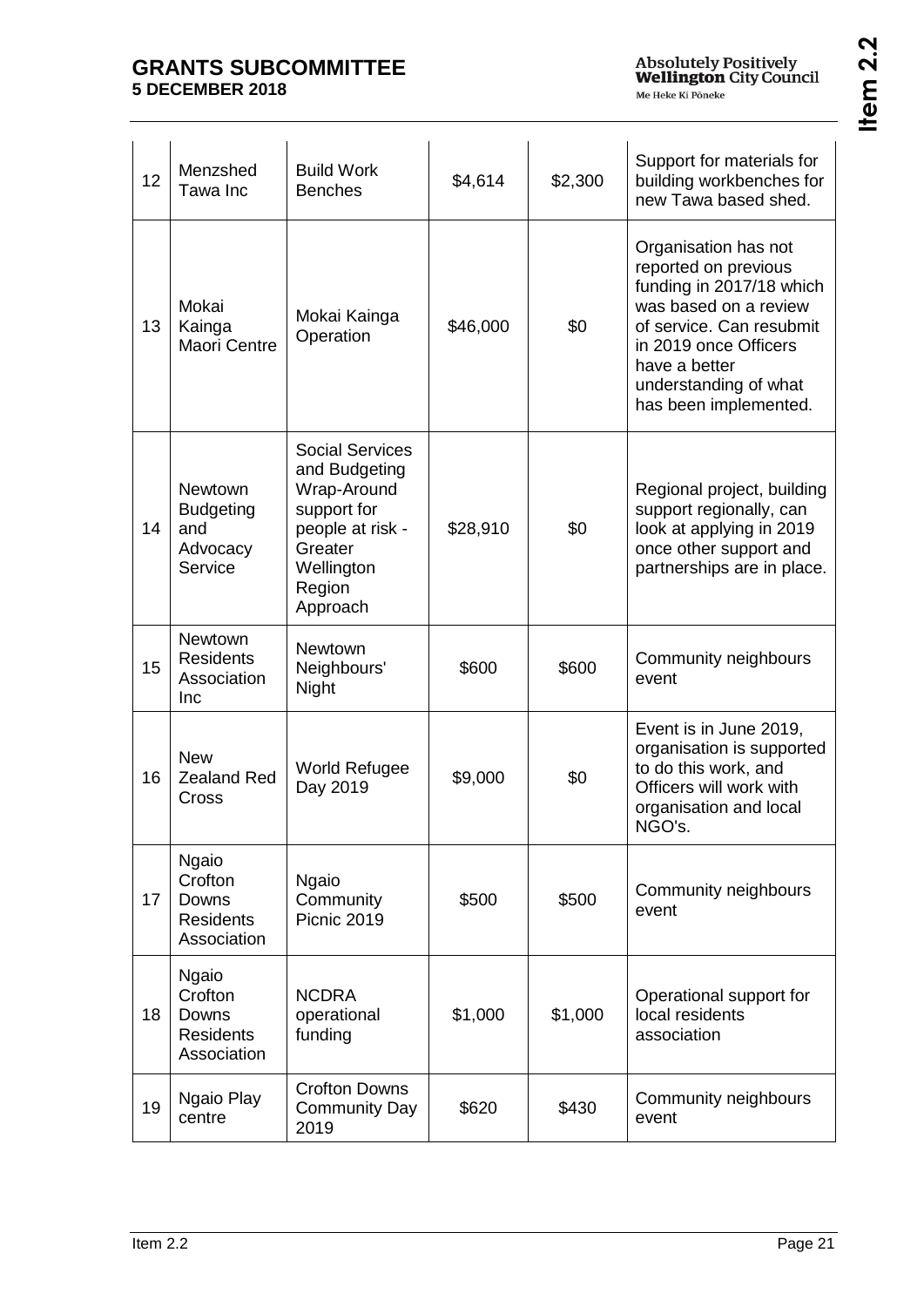| 12 | Menzshed Tawa Inc | Build Work Benches | $4,614 | $2,300 | Support for materials for building workbenches for new Tawa based shed. |
|---|---|---|---|---|---|
| 13 | Mokai Kainga Maori Centre | Mokai Kainga Operation | $46,000 | $0 | Organisation has not reported on previous funding in 2017/18 which was based on a review of service. Can resubmit in 2019 once Officers have a better understanding of what has been implemented. |
| 14 | Newtown Budgeting and Advocacy Service | Social Services and Budgeting Wrap-Around support for people at risk - Greater Wellington Region Approach | $28,910 | $0 | Regional project, building support regionally, can look at applying in 2019 once other support and partnerships are in place. |
| 15 | Newtown Residents Association Inc | Newtown Neighbours' Night | $600 | $600 | Community neighbours event |
| 16 | New Zealand Red Cross | World Refugee Day 2019 | $9,000 | $0 | Event is in June 2019, organisation is supported to do this work, and Officers will work with organisation and local NGO's. |
| 17 | Ngaio Crofton Downs Residents Association | Ngaio Community Picnic 2019 | $500 | $500 | Community neighbours event |
| 18 | Ngaio Crofton Downs Residents Association | NCDRA operational funding | $1,000 | $1,000 | Operational support for local residents association |
| 19 | Ngaio Play centre | Crofton Downs Community Day 2019 | $620 | $430 | Community neighbours event |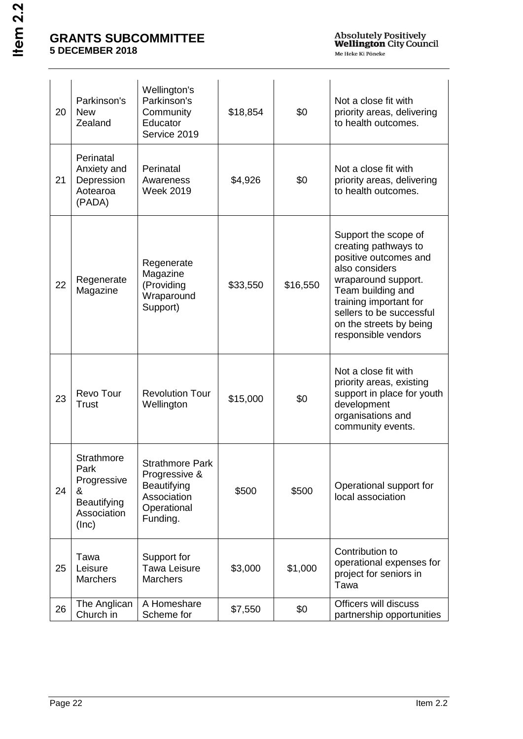| 20 | Parkinson's New Zealand | Wellington's Parkinson's Community Educator Service 2019 | $18,854 | $0 | Not a close fit with priority areas, delivering to health outcomes. |
|---|---|---|---|---|---|
| 21 | Perinatal Anxiety and Depression Aotearoa (PADA) | Perinatal Awareness Week 2019 | $4,926 | $0 | Not a close fit with priority areas, delivering to health outcomes. |
| 22 | Regenerate Magazine | Regenerate Magazine (Providing Wraparound Support) | $33,550 | $16,550 | Support the scope of creating pathways to positive outcomes and also considers wraparound support. Team building and training important for sellers to be successful on the streets by being responsible vendors |
| 23 | Revo Tour Trust | Revolution Tour Wellington | $15,000 | $0 | Not a close fit with priority areas, existing support in place for youth development organisations and community events. |
| 24 | Strathmore Park Progressive & Beautifying Association (Inc) | Strathmore Park Progressive & Beautifying Association Operational Funding. | $500 | $500 | Operational support for local association |
| 25 | Tawa Leisure Marchers | Support for Tawa Leisure Marchers | $3,000 | $1,000 | Contribution to operational expenses for project for seniors in Tawa |
| 26 | The Anglican Church in | A Homeshare Scheme for | $7,550 | $0 | Officers will discuss partnership opportunities |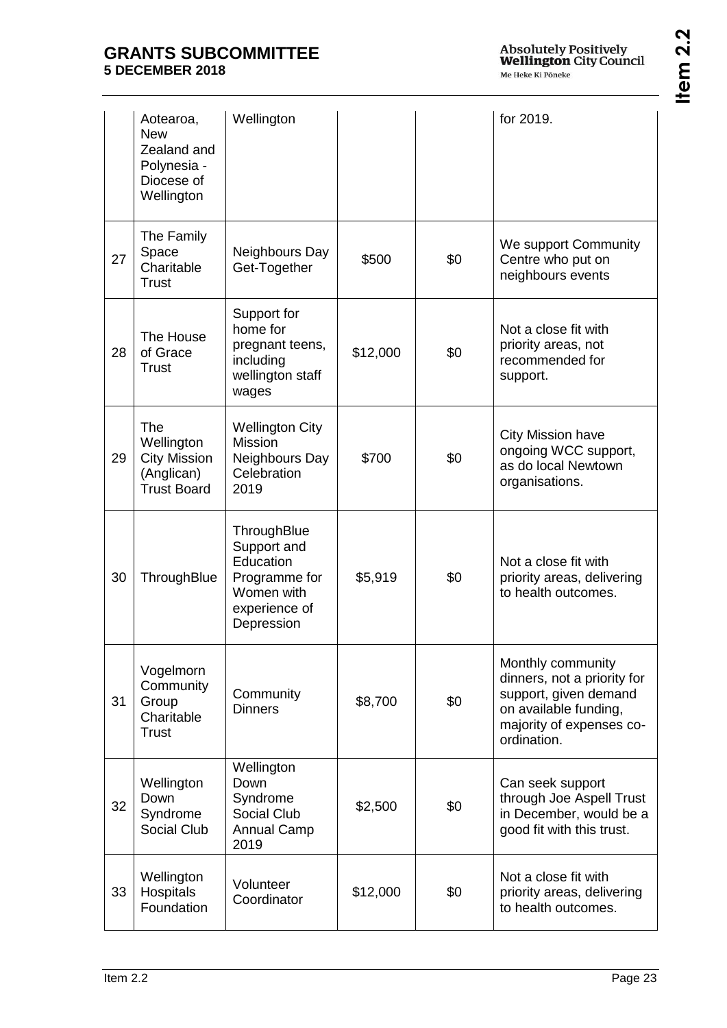| | | | | | |
|---|---|---|---|---|---|
| | Aotearoa, New Zealand and Polynesia - Diocese of Wellington | Wellington | | | for 2019. |
| 27 | The Family Space Charitable Trust | Neighbours Day Get-Together | $500 | $0 | We support Community Centre who put on neighbours events |
| 28 | The House of Grace Trust | Support for home for pregnant teens, including wellington staff wages | $12,000 | $0 | Not a close fit with priority areas, not recommended for support. |
| 29 | The Wellington City Mission (Anglican) Trust Board | Wellington City Mission Neighbours Day Celebration 2019 | $700 | $0 | City Mission have ongoing WCC support, as do local Newtown organisations. |
| 30 | ThroughBlue | ThroughBlue Support and Education Programme for Women with experience of Depression | $5,919 | $0 | Not a close fit with priority areas, delivering to health outcomes. |
| 31 | Vogelmorn Community Group Charitable Trust | Community Dinners | $8,700 | $0 | Monthly community dinners, not a priority for support, given demand on available funding, majority of expenses co-ordination. |
| 32 | Wellington Down Syndrome Social Club | Wellington Down Syndrome Social Club Annual Camp 2019 | $2,500 | $0 | Can seek support through Joe Aspell Trust in December, would be a good fit with this trust. |
| 33 | Wellington Hospitals Foundation | Volunteer Coordinator | $12,000 | $0 | Not a close fit with priority areas, delivering to health outcomes. |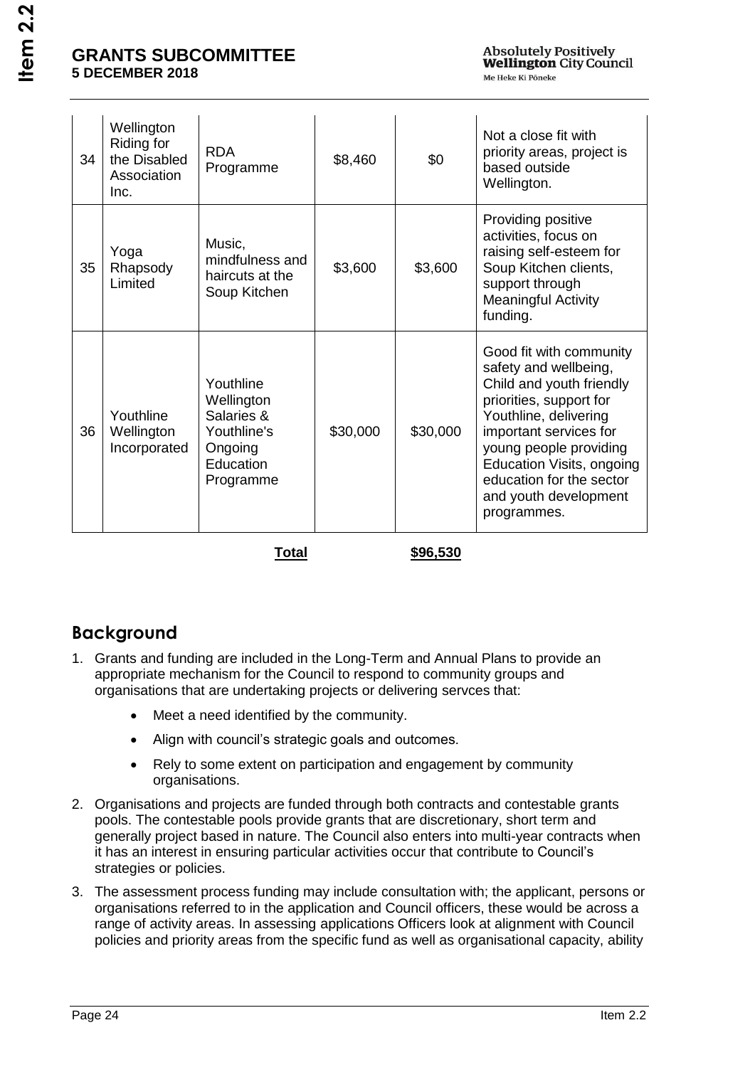| 34 | Wellington Riding for the Disabled Association Inc. | RDA Programme | $8,460 | $0 | Not a close fit with priority areas, project is based outside Wellington. |
|---|---|---|---|---|---|
| 35 | Yoga Rhapsody Limited | Music, mindfulness and haircuts at the Soup Kitchen | $3,600 | $3,600 | Providing positive activities, focus on raising self-esteem for Soup Kitchen clients, support through Meaningful Activity funding. |
| 36 | Youthline Wellington Incorporated | Youthline Wellington Salaries & Youthline's Ongoing Education Programme | $30,000 | $30,000 | Good fit with community safety and wellbeing, Child and youth friendly priorities, support for Youthline, delivering important services for young people providing Education Visits, ongoing education for the sector and youth development programmes. |
| | | **Total** | | **$96,530** | |

## Background

1. Grants and funding are included in the Long-Term and Annual Plans to provide an appropriate mechanism for the Council to respond to community groups and organisations that are undertaking projects or delivering servces that:
   - Meet a need identified by the community.
   - Align with council's strategic goals and outcomes.
   - Rely to some extent on participation and engagement by community organisations.
2. Organisations and projects are funded through both contracts and contestable grants pools. The contestable pools provide grants that are discretionary, short term and generally project based in nature. The Council also enters into multi-year contracts when it has an interest in ensuring particular activities occur that contribute to Council's strategies or policies.
3. The assessment process funding may include consultation with; the applicant, persons or organisations referred to in the application and Council officers, these would be across a range of activity areas. In assessing applications Officers look at alignment with Council policies and priority areas from the specific fund as well as organisational capacity, ability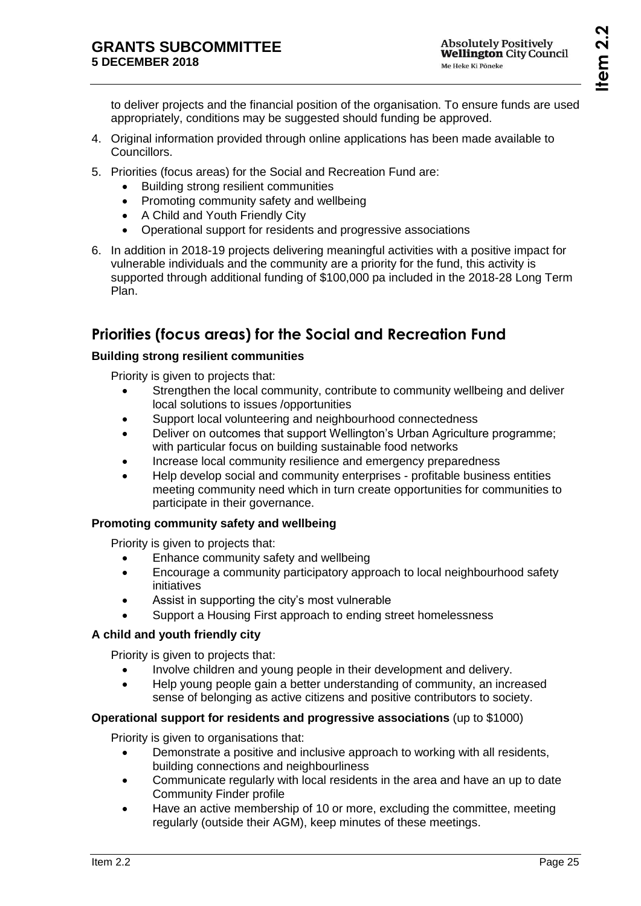to deliver projects and the financial position of the organisation. To ensure funds are used appropriately, conditions may be suggested should funding be approved.

4. Original information provided through online applications has been made available to Councillors.
5. Priorities (focus areas) for the Social and Recreation Fund are:
   - Building strong resilient communities
   - Promoting community safety and wellbeing
   - A Child and Youth Friendly City
   - Operational support for residents and progressive associations
6. In addition in 2018-19 projects delivering meaningful activities with a positive impact for vulnerable individuals and the community are a priority for the fund, this activity is supported through additional funding of $100,000 pa included in the 2018-28 Long Term Plan.

## Priorities (focus areas) for the Social and Recreation Fund

**Building strong resilient communities**

Priority is given to projects that:

- Strengthen the local community, contribute to community wellbeing and deliver local solutions to issues /opportunities
- Support local volunteering and neighbourhood connectedness
- Deliver on outcomes that support Wellington's Urban Agriculture programme; with particular focus on building sustainable food networks
- Increase local community resilience and emergency preparedness
- Help develop social and community enterprises - profitable business entities meeting community need which in turn create opportunities for communities to participate in their governance.

**Promoting community safety and wellbeing**

Priority is given to projects that:

- Enhance community safety and wellbeing
- Encourage a community participatory approach to local neighbourhood safety initiatives
- Assist in supporting the city's most vulnerable
- Support a Housing First approach to ending street homelessness

**A child and youth friendly city**

Priority is given to projects that:

- Involve children and young people in their development and delivery.
- Help young people gain a better understanding of community, an increased sense of belonging as active citizens and positive contributors to society.

**Operational support for residents and progressive associations** (up to $1000)

Priority is given to organisations that:

- Demonstrate a positive and inclusive approach to working with all residents, building connections and neighbourliness
- Communicate regularly with local residents in the area and have an up to date Community Finder profile
- Have an active membership of 10 or more, excluding the committee, meeting regularly (outside their AGM), keep minutes of these meetings.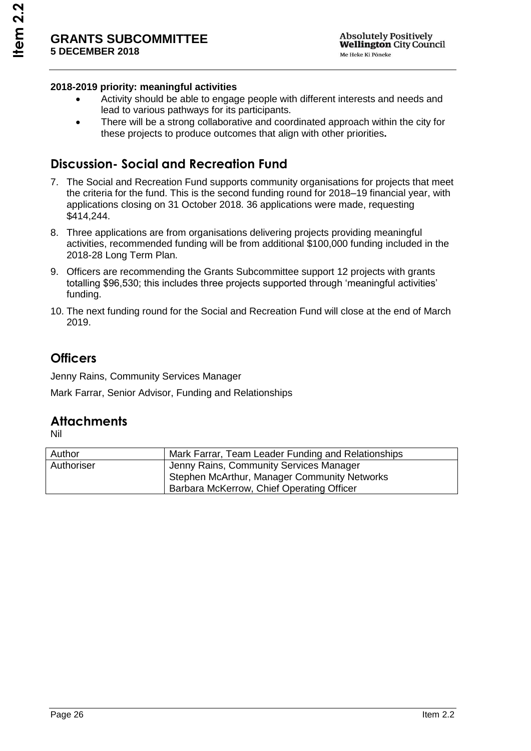**2018-2019 priority: meaningful activities**

- Activity should be able to engage people with different interests and needs and lead to various pathways for its participants.
- There will be a strong collaborative and coordinated approach within the city for these projects to produce outcomes that align with other priorities**.**

## Discussion- Social and Recreation Fund

7. The Social and Recreation Fund supports community organisations for projects that meet the criteria for the fund. This is the second funding round for 2018–19 financial year, with applications closing on 31 October 2018. 36 applications were made, requesting $414,244.
8. Three applications are from organisations delivering projects providing meaningful activities, recommended funding will be from additional $100,000 funding included in the 2018-28 Long Term Plan.
9. Officers are recommending the Grants Subcommittee support 12 projects with grants totalling $96,530; this includes three projects supported through 'meaningful activities' funding.
10. The next funding round for the Social and Recreation Fund will close at the end of March 2019.

## Officers

Jenny Rains, Community Services Manager

Mark Farrar, Senior Advisor, Funding and Relationships

## Attachments

Nil

| Author | Mark Farrar, Team Leader Funding and Relationships |
|---|---|
| Authoriser | Jenny Rains, Community Services Manager<br>Stephen McArthur, Manager Community Networks<br>Barbara McKerrow, Chief Operating Officer |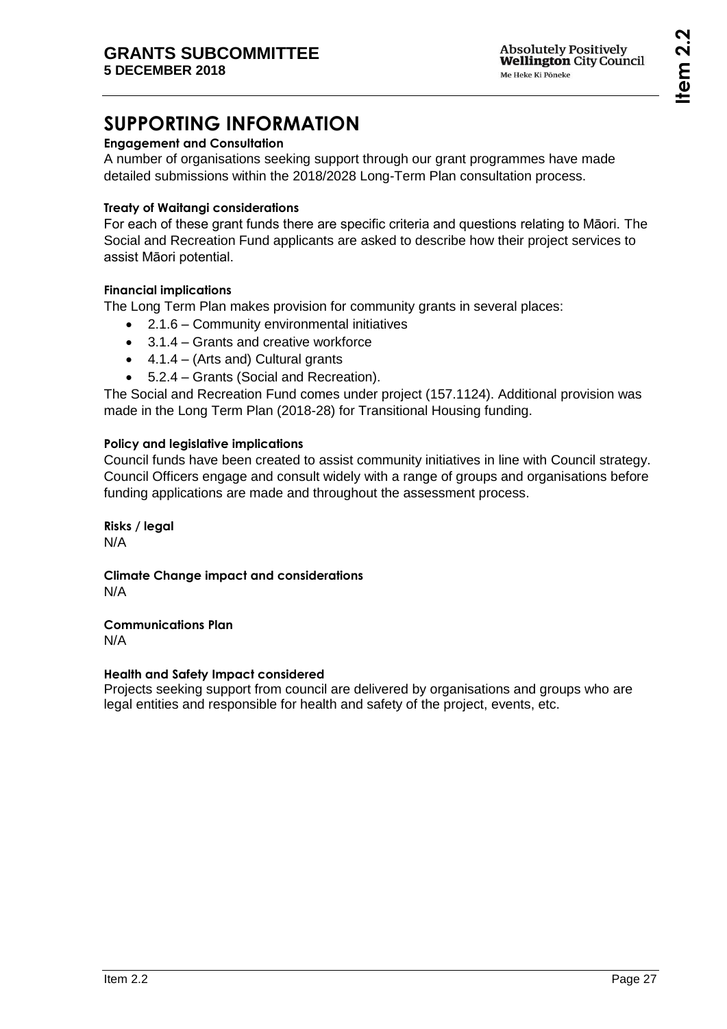# SUPPORTING INFORMATION

**Engagement and Consultation**

A number of organisations seeking support through our grant programmes have made detailed submissions within the 2018/2028 Long-Term Plan consultation process.

**Treaty of Waitangi considerations**

For each of these grant funds there are specific criteria and questions relating to Māori. The Social and Recreation Fund applicants are asked to describe how their project services to assist Māori potential.

**Financial implications**

The Long Term Plan makes provision for community grants in several places:

- 2.1.6 – Community environmental initiatives
- 3.1.4 – Grants and creative workforce
- 4.1.4 – (Arts and) Cultural grants
- 5.2.4 – Grants (Social and Recreation).

The Social and Recreation Fund comes under project (157.1124). Additional provision was made in the Long Term Plan (2018-28) for Transitional Housing funding.

**Policy and legislative implications**

Council funds have been created to assist community initiatives in line with Council strategy. Council Officers engage and consult widely with a range of groups and organisations before funding applications are made and throughout the assessment process.

**Risks / legal**

N/A

**Climate Change impact and considerations**

N/A

**Communications Plan**

N/A

**Health and Safety Impact considered**

Projects seeking support from council are delivered by organisations and groups who are legal entities and responsible for health and safety of the project, events, etc.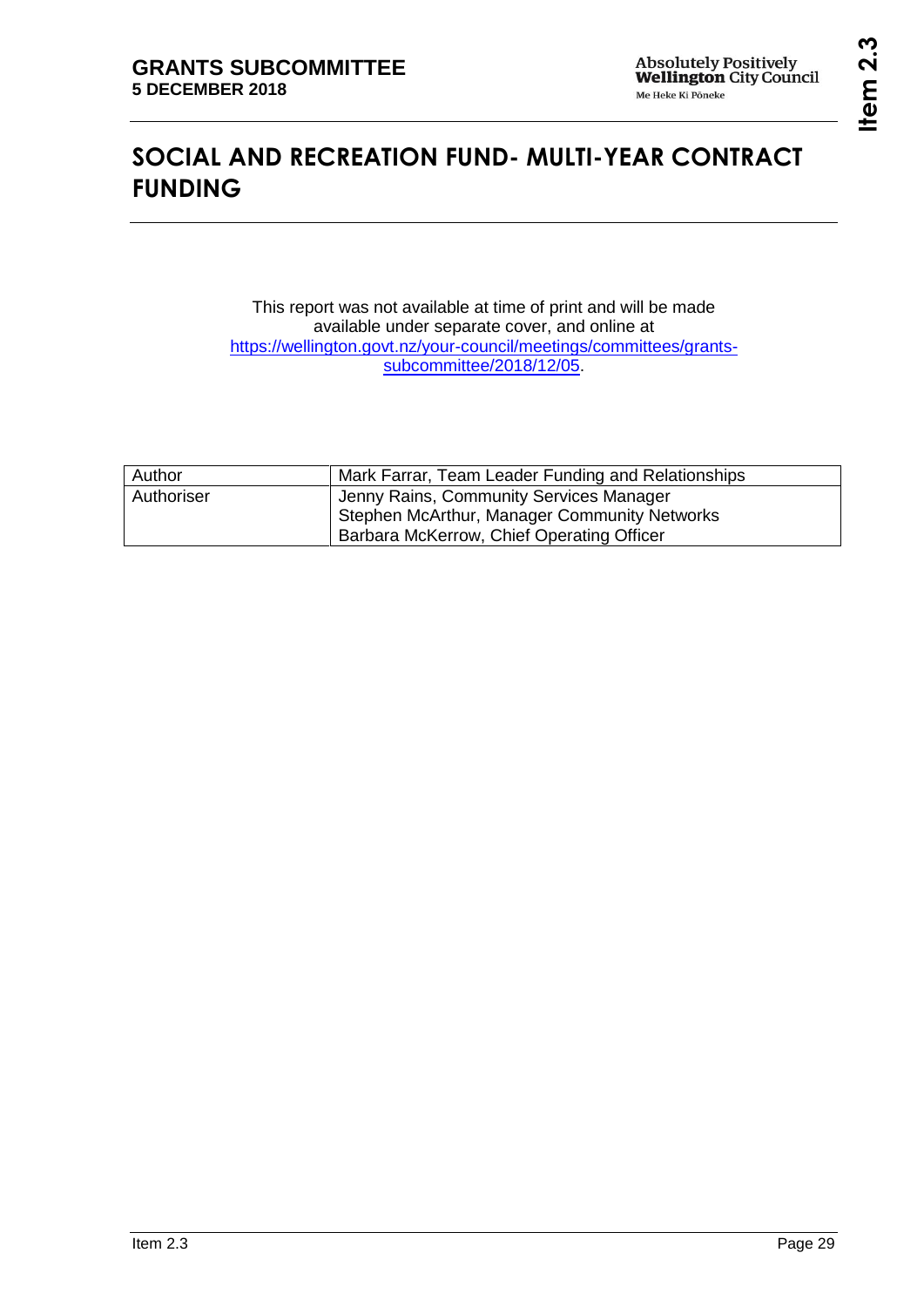# SOCIAL AND RECREATION FUND- MULTI-YEAR CONTRACT FUNDING

This report was not available at time of print and will be made available under separate cover, and online at https://wellington.govt.nz/your-council/meetings/committees/grants-subcommittee/2018/12/05.

| Author | Mark Farrar, Team Leader Funding and Relationships |
| --- | --- |
| Authoriser | Jenny Rains, Community Services Manager<br>Stephen McArthur, Manager Community Networks<br>Barbara McKerrow, Chief Operating Officer |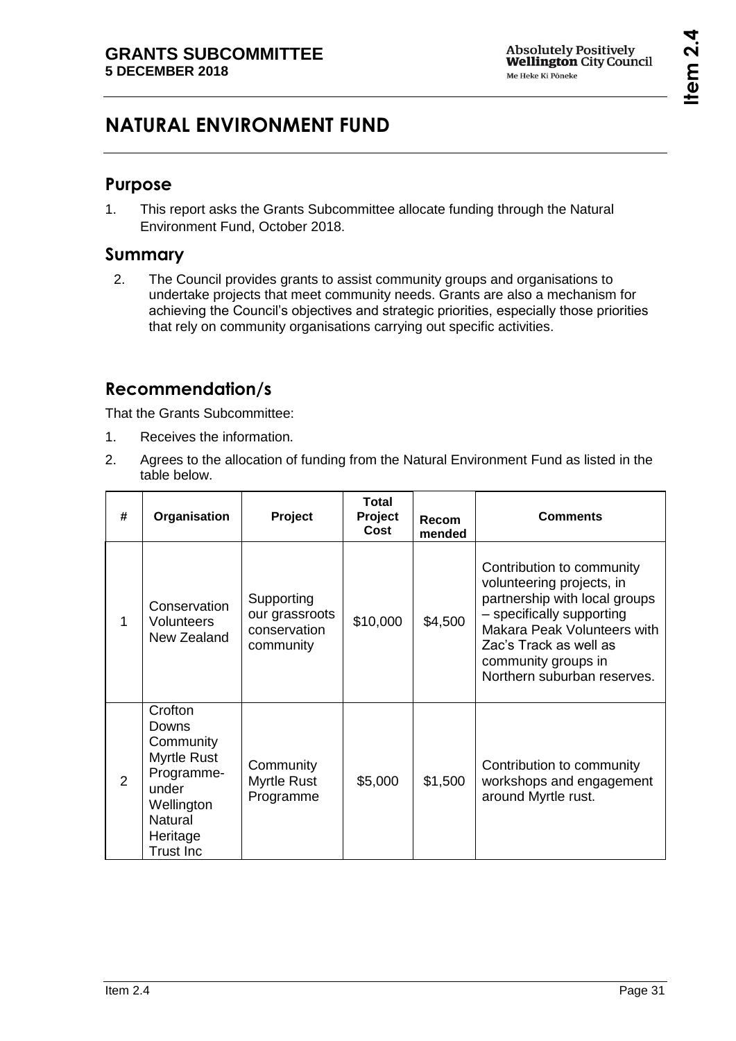# NATURAL ENVIRONMENT FUND

## Purpose

1. This report asks the Grants Subcommittee allocate funding through the Natural Environment Fund, October 2018.

## Summary

2. The Council provides grants to assist community groups and organisations to undertake projects that meet community needs. Grants are also a mechanism for achieving the Council's objectives and strategic priorities, especially those priorities that rely on community organisations carrying out specific activities.

## Recommendation/s

That the Grants Subcommittee:

1. Receives the information.
2. Agrees to the allocation of funding from the Natural Environment Fund as listed in the table below.

| # | Organisation | Project | Total Project Cost | Recommended | Comments |
|---|---|---|---|---|---|
| 1 | Conservation Volunteers New Zealand | Supporting our grassroots conservation community | $10,000 | $4,500 | Contribution to community volunteering projects, in partnership with local groups – specifically supporting Makara Peak Volunteers with Zac's Track as well as community groups in Northern suburban reserves. |
| 2 | Crofton Downs Community Myrtle Rust Programme- under Wellington Natural Heritage Trust Inc | Community Myrtle Rust Programme | $5,000 | $1,500 | Contribution to community workshops and engagement around Myrtle rust. |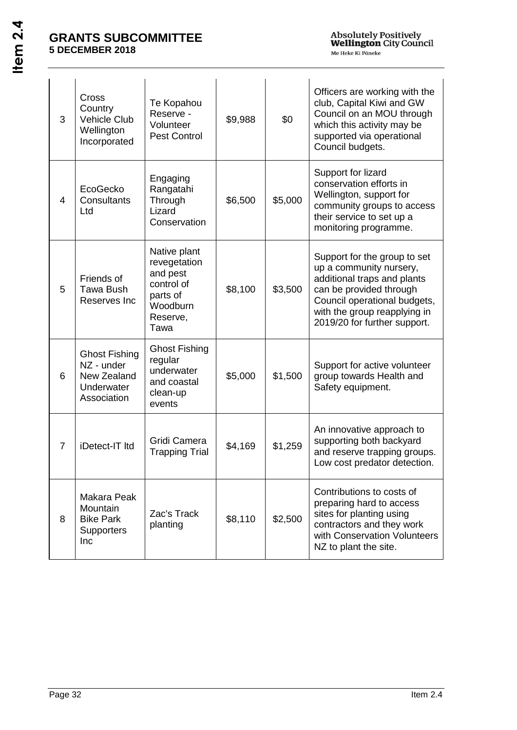| 3 | Cross Country Vehicle Club Wellington Incorporated | Te Kopahou Reserve - Volunteer Pest Control | $9,988 | $0 | Officers are working with the club, Capital Kiwi and GW Council on an MOU through which this activity may be supported via operational Council budgets. |
|---|---|---|---|---|---|
| 4 | EcoGecko Consultants Ltd | Engaging Rangatahi Through Lizard Conservation | $6,500 | $5,000 | Support for lizard conservation efforts in Wellington, support for community groups to access their service to set up a monitoring programme. |
| 5 | Friends of Tawa Bush Reserves Inc | Native plant revegetation and pest control of parts of Woodburn Reserve, Tawa | $8,100 | $3,500 | Support for the group to set up a community nursery, additional traps and plants can be provided through Council operational budgets, with the group reapplying in 2019/20 for further support. |
| 6 | Ghost Fishing NZ - under New Zealand Underwater Association | Ghost Fishing regular underwater and coastal clean-up events | $5,000 | $1,500 | Support for active volunteer group towards Health and Safety equipment. |
| 7 | iDetect-IT ltd | Gridi Camera Trapping Trial | $4,169 | $1,259 | An innovative approach to supporting both backyard and reserve trapping groups. Low cost predator detection. |
| 8 | Makara Peak Mountain Bike Park Supporters Inc | Zac's Track planting | $8,110 | $2,500 | Contributions to costs of preparing hard to access sites for planting using contractors and they work with Conservation Volunteers NZ to plant the site. |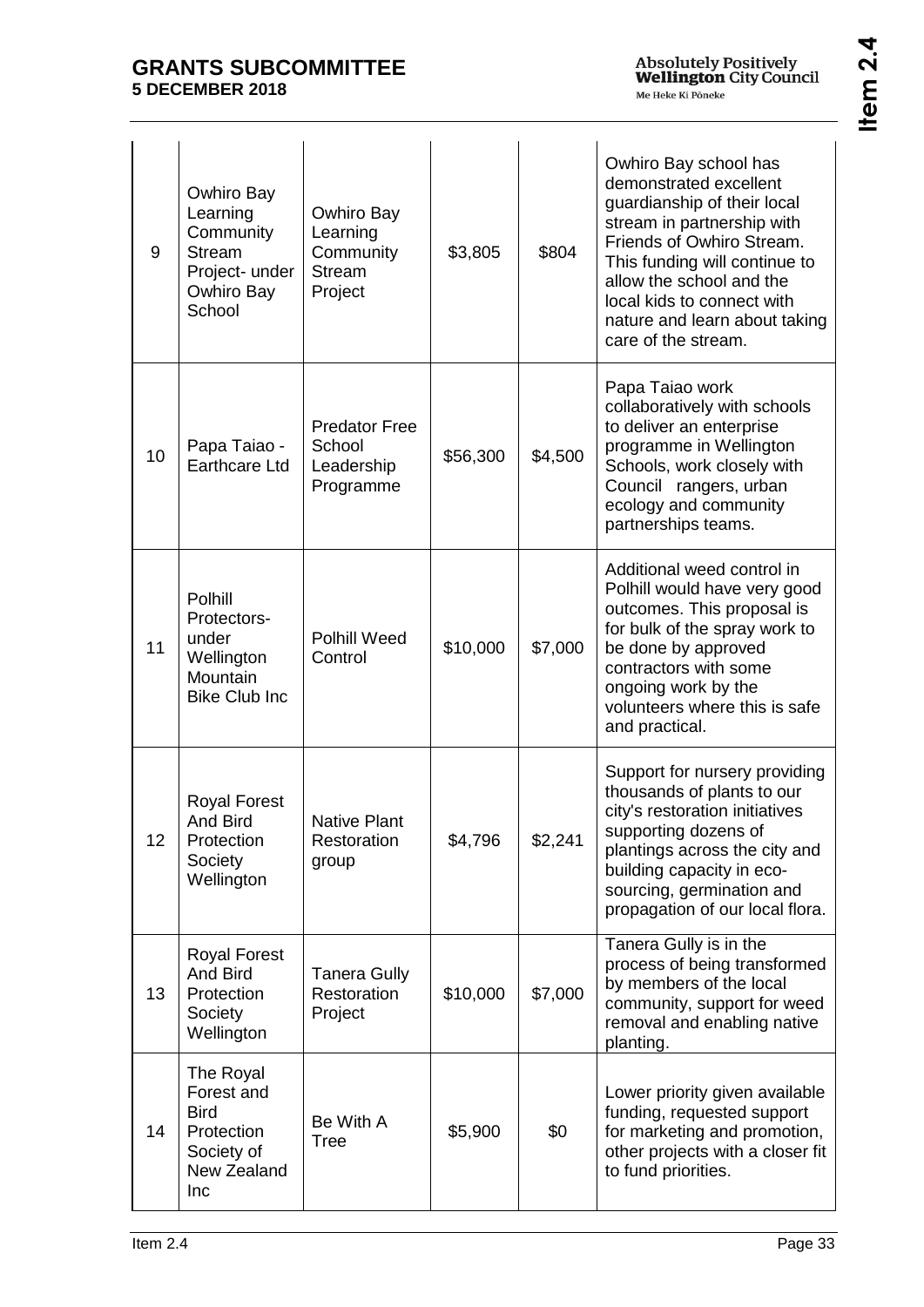| 9 | Owhiro Bay Learning Community Stream Project- under Owhiro Bay School | Owhiro Bay Learning Community Stream Project | $3,805 | $804 | Owhiro Bay school has demonstrated excellent guardianship of their local stream in partnership with Friends of Owhiro Stream. This funding will continue to allow the school and the local kids to connect with nature and learn about taking care of the stream. |
|---|---|---|---|---|---|
| 10 | Papa Taiao - Earthcare Ltd | Predator Free School Leadership Programme | $56,300 | $4,500 | Papa Taiao work collaboratively with schools to deliver an enterprise programme in Wellington Schools, work closely with Council rangers, urban ecology and community partnerships teams. |
| 11 | Polhill Protectors- under Wellington Mountain Bike Club Inc | Polhill Weed Control | $10,000 | $7,000 | Additional weed control in Polhill would have very good outcomes. This proposal is for bulk of the spray work to be done by approved contractors with some ongoing work by the volunteers where this is safe and practical. |
| 12 | Royal Forest And Bird Protection Society Wellington | Native Plant Restoration group | $4,796 | $2,241 | Support for nursery providing thousands of plants to our city's restoration initiatives supporting dozens of plantings across the city and building capacity in eco-sourcing, germination and propagation of our local flora. |
| 13 | Royal Forest And Bird Protection Society Wellington | Tanera Gully Restoration Project | $10,000 | $7,000 | Tanera Gully is in the process of being transformed by members of the local community, support for weed removal and enabling native planting. |
| 14 | The Royal Forest and Bird Protection Society of New Zealand Inc | Be With A Tree | $5,900 | $0 | Lower priority given available funding, requested support for marketing and promotion, other projects with a closer fit to fund priorities. |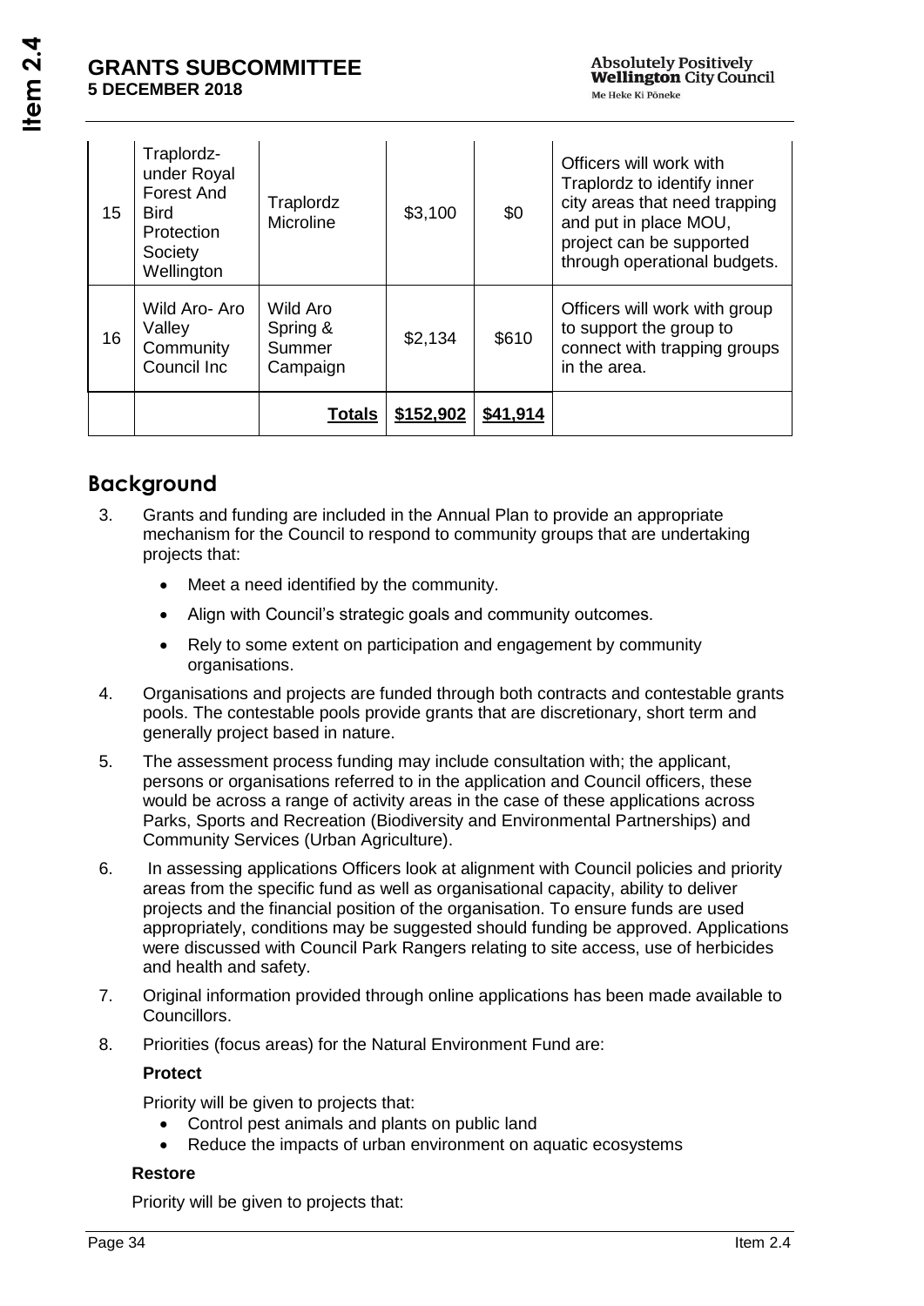| 15 | Traplordz- under Royal Forest And Bird Protection Society Wellington | Traplordz Microline | $3,100 | $0 | Officers will work with Traplordz to identify inner city areas that need trapping and put in place MOU, project can be supported through operational budgets. |
|---|---|---|---|---|---|
| 16 | Wild Aro- Aro Valley Community Council Inc | Wild Aro Spring & Summer Campaign | $2,134 | $610 | Officers will work with group to support the group to connect with trapping groups in the area. |
| | | **Totals** | **$152,902** | **$41,914** | |

## Background

3. Grants and funding are included in the Annual Plan to provide an appropriate mechanism for the Council to respond to community groups that are undertaking projects that:
   - Meet a need identified by the community.
   - Align with Council's strategic goals and community outcomes.
   - Rely to some extent on participation and engagement by community organisations.
4. Organisations and projects are funded through both contracts and contestable grants pools. The contestable pools provide grants that are discretionary, short term and generally project based in nature.
5. The assessment process funding may include consultation with; the applicant, persons or organisations referred to in the application and Council officers, these would be across a range of activity areas in the case of these applications across Parks, Sports and Recreation (Biodiversity and Environmental Partnerships) and Community Services (Urban Agriculture).
6. In assessing applications Officers look at alignment with Council policies and priority areas from the specific fund as well as organisational capacity, ability to deliver projects and the financial position of the organisation. To ensure funds are used appropriately, conditions may be suggested should funding be approved. Applications were discussed with Council Park Rangers relating to site access, use of herbicides and health and safety.
7. Original information provided through online applications has been made available to Councillors.
8. Priorities (focus areas) for the Natural Environment Fund are:

   **Protect**

   Priority will be given to projects that:
   - Control pest animals and plants on public land
   - Reduce the impacts of urban environment on aquatic ecosystems

   **Restore**

   Priority will be given to projects that: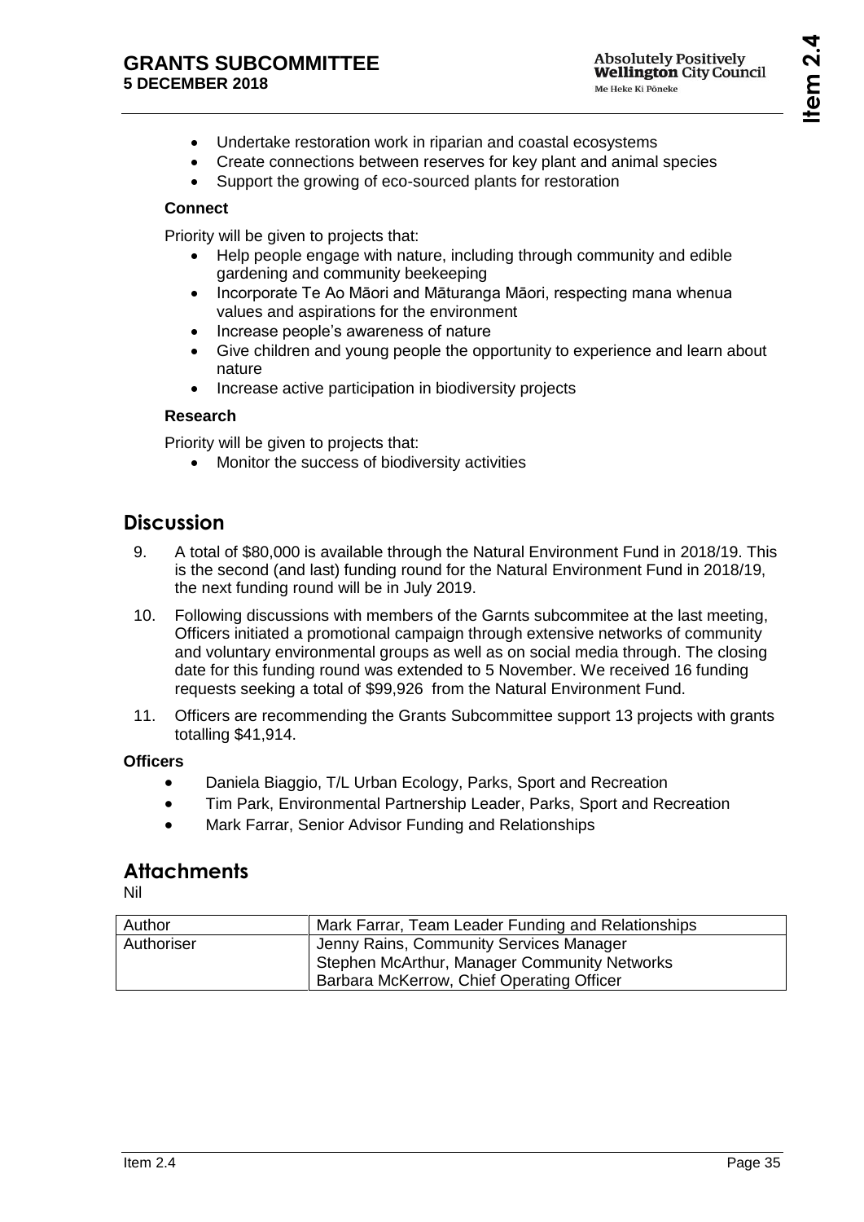- Undertake restoration work in riparian and coastal ecosystems
- Create connections between reserves for key plant and animal species
- Support the growing of eco-sourced plants for restoration

**Connect**

Priority will be given to projects that:

- Help people engage with nature, including through community and edible gardening and community beekeeping
- Incorporate Te Ao Māori and Māturanga Māori, respecting mana whenua values and aspirations for the environment
- Increase people's awareness of nature
- Give children and young people the opportunity to experience and learn about nature
- Increase active participation in biodiversity projects

**Research**

Priority will be given to projects that:

- Monitor the success of biodiversity activities

## Discussion

9. A total of $80,000 is available through the Natural Environment Fund in 2018/19. This is the second (and last) funding round for the Natural Environment Fund in 2018/19, the next funding round will be in July 2019.
10. Following discussions with members of the Garnts subcommitee at the last meeting, Officers initiated a promotional campaign through extensive networks of community and voluntary environmental groups as well as on social media through. The closing date for this funding round was extended to 5 November. We received 16 funding requests seeking a total of $99,926 from the Natural Environment Fund.
11. Officers are recommending the Grants Subcommittee support 13 projects with grants totalling $41,914.

**Officers**

- Daniela Biaggio, T/L Urban Ecology, Parks, Sport and Recreation
- Tim Park, Environmental Partnership Leader, Parks, Sport and Recreation
- Mark Farrar, Senior Advisor Funding and Relationships

## Attachments

Nil

| Author | Mark Farrar, Team Leader Funding and Relationships |
| --- | --- |
| Authoriser | Jenny Rains, Community Services Manager<br>Stephen McArthur, Manager Community Networks<br>Barbara McKerrow, Chief Operating Officer |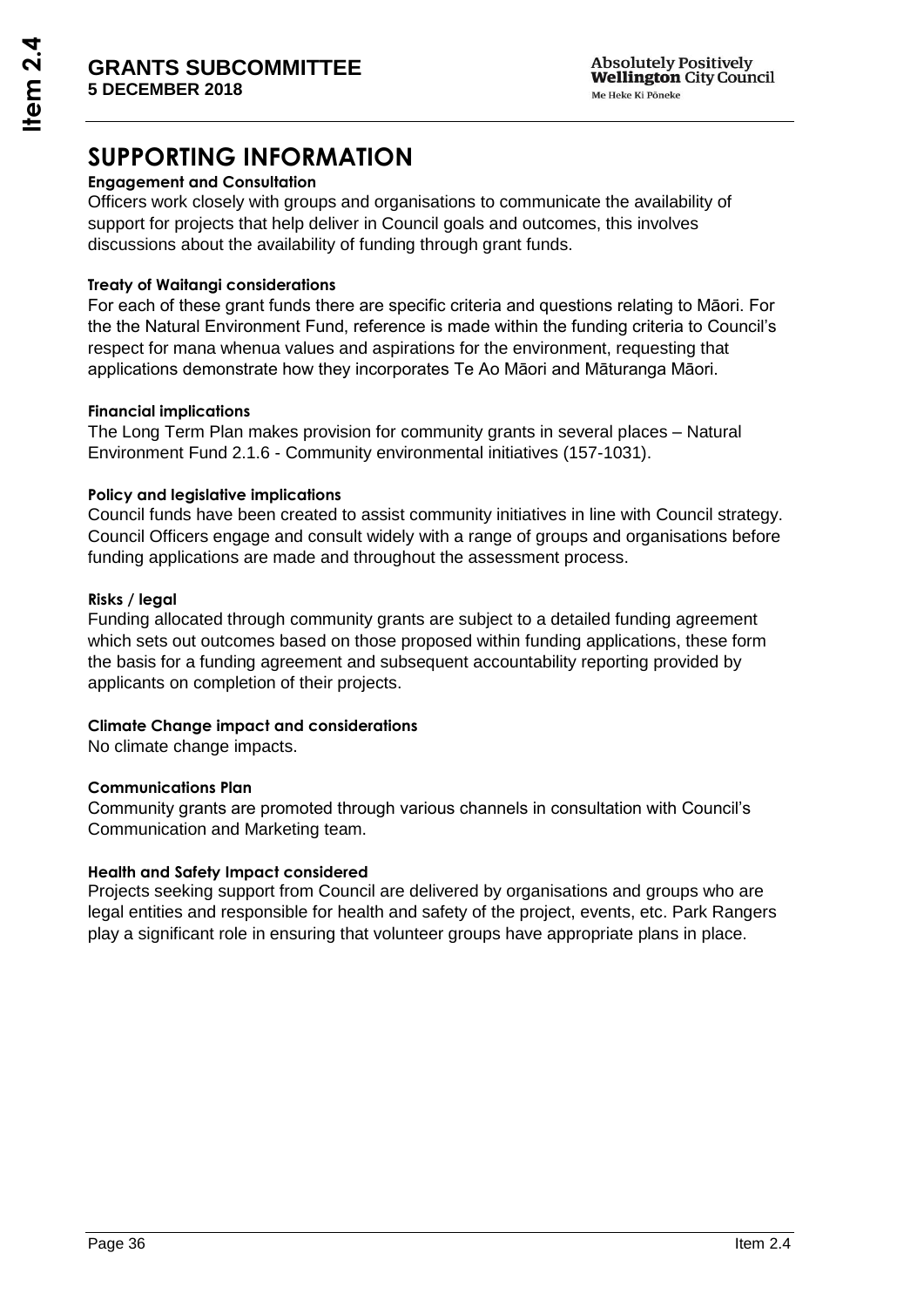# SUPPORTING INFORMATION

**Engagement and Consultation**

Officers work closely with groups and organisations to communicate the availability of support for projects that help deliver in Council goals and outcomes, this involves discussions about the availability of funding through grant funds.

**Treaty of Waitangi considerations**

For each of these grant funds there are specific criteria and questions relating to Māori. For the the Natural Environment Fund, reference is made within the funding criteria to Council's respect for mana whenua values and aspirations for the environment, requesting that applications demonstrate how they incorporates Te Ao Māori and Māturanga Māori.

**Financial implications**

The Long Term Plan makes provision for community grants in several places – Natural Environment Fund 2.1.6 - Community environmental initiatives (157-1031).

**Policy and legislative implications**

Council funds have been created to assist community initiatives in line with Council strategy. Council Officers engage and consult widely with a range of groups and organisations before funding applications are made and throughout the assessment process.

**Risks / legal**

Funding allocated through community grants are subject to a detailed funding agreement which sets out outcomes based on those proposed within funding applications, these form the basis for a funding agreement and subsequent accountability reporting provided by applicants on completion of their projects.

**Climate Change impact and considerations**

No climate change impacts.

**Communications Plan**

Community grants are promoted through various channels in consultation with Council's Communication and Marketing team.

**Health and Safety Impact considered**

Projects seeking support from Council are delivered by organisations and groups who are legal entities and responsible for health and safety of the project, events, etc. Park Rangers play a significant role in ensuring that volunteer groups have appropriate plans in place.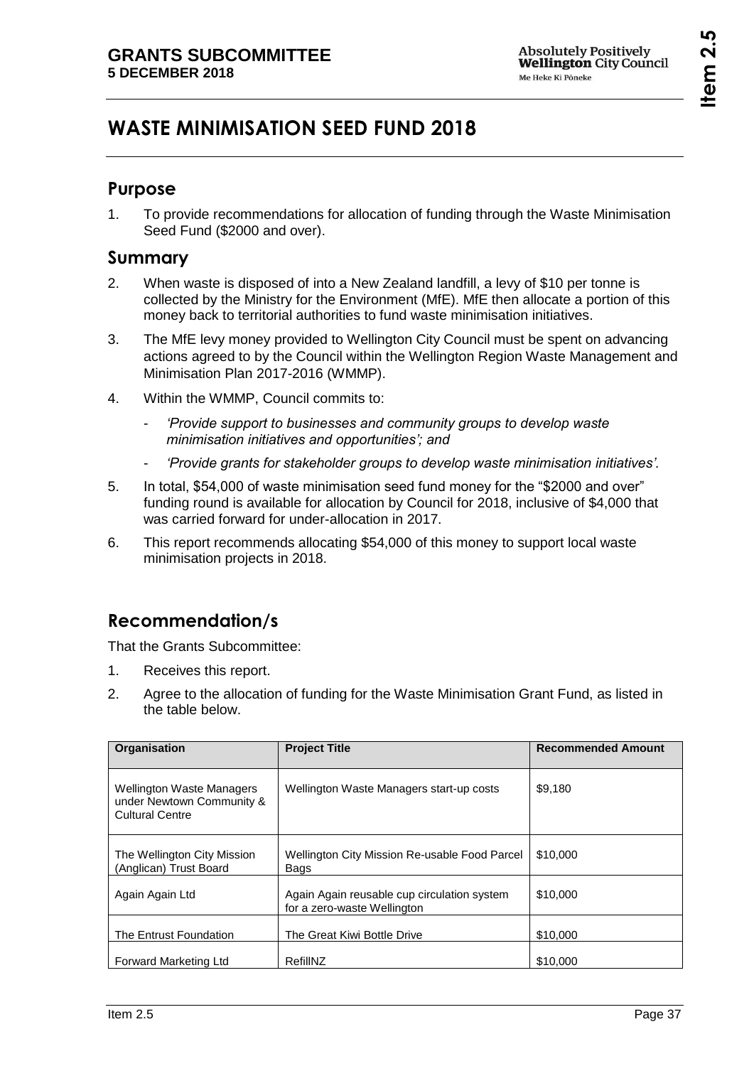# WASTE MINIMISATION SEED FUND 2018

## Purpose

1. To provide recommendations for allocation of funding through the Waste Minimisation Seed Fund ($2000 and over).

## Summary

2. When waste is disposed of into a New Zealand landfill, a levy of $10 per tonne is collected by the Ministry for the Environment (MfE). MfE then allocate a portion of this money back to territorial authorities to fund waste minimisation initiatives.
3. The MfE levy money provided to Wellington City Council must be spent on advancing actions agreed to by the Council within the Wellington Region Waste Management and Minimisation Plan 2017-2016 (WMMP).
4. Within the WMMP, Council commits to:
   - *'Provide support to businesses and community groups to develop waste minimisation initiatives and opportunities'; and*
   - *'Provide grants for stakeholder groups to develop waste minimisation initiatives'.*
5. In total, $54,000 of waste minimisation seed fund money for the "$2000 and over" funding round is available for allocation by Council for 2018, inclusive of $4,000 that was carried forward for under-allocation in 2017.
6. This report recommends allocating $54,000 of this money to support local waste minimisation projects in 2018.

## Recommendation/s

That the Grants Subcommittee:

1. Receives this report.
2. Agree to the allocation of funding for the Waste Minimisation Grant Fund, as listed in the table below.

| Organisation | Project Title | Recommended Amount |
|---|---|---|
| Wellington Waste Managers under Newtown Community & Cultural Centre | Wellington Waste Managers start-up costs | $9,180 |
| The Wellington City Mission (Anglican) Trust Board | Wellington City Mission Re-usable Food Parcel Bags | $10,000 |
| Again Again Ltd | Again Again reusable cup circulation system for a zero-waste Wellington | $10,000 |
| The Entrust Foundation | The Great Kiwi Bottle Drive | $10,000 |
| Forward Marketing Ltd | RefillNZ | $10,000 |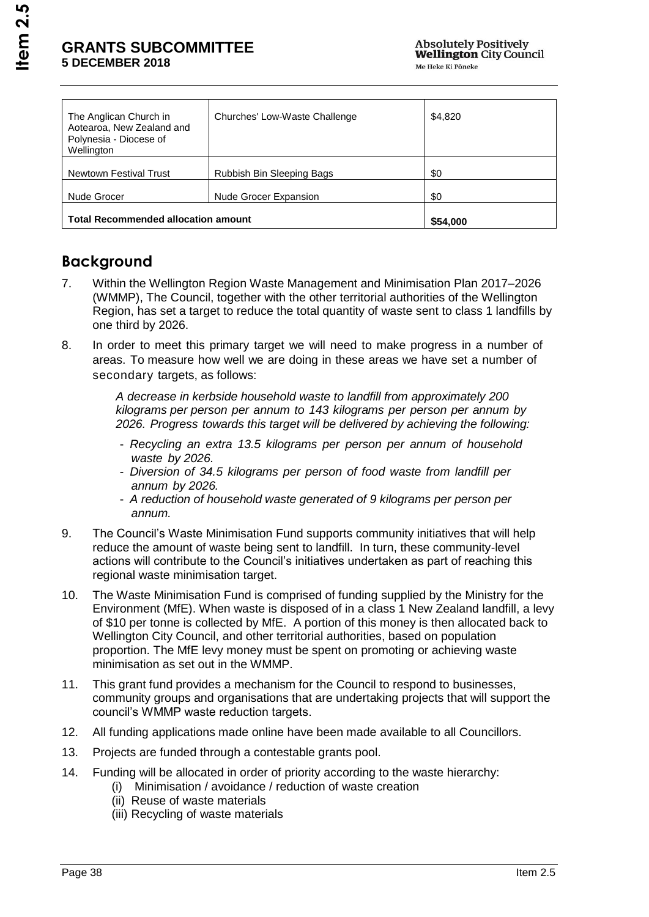| The Anglican Church in Aotearoa, New Zealand and Polynesia - Diocese of Wellington | Churches' Low-Waste Challenge | $4,820 |
|---|---|---|
| Newtown Festival Trust | Rubbish Bin Sleeping Bags | $0 |
| Nude Grocer | Nude Grocer Expansion | $0 |
| **Total Recommended allocation amount** | | **$54,000** |

## Background

7. Within the Wellington Region Waste Management and Minimisation Plan 2017–2026 (WMMP), The Council, together with the other territorial authorities of the Wellington Region, has set a target to reduce the total quantity of waste sent to class 1 landfills by one third by 2026.

8. In order to meet this primary target we will need to make progress in a number of areas. To measure how well we are doing in these areas we have set a number of secondary targets, as follows:

   *A decrease in kerbside household waste to landfill from approximately 200 kilograms per person per annum to 143 kilograms per person per annum by 2026. Progress towards this target will be delivered by achieving the following:*

   - *Recycling an extra 13.5 kilograms per person per annum of household waste by 2026.*
   - *Diversion of 34.5 kilograms per person of food waste from landfill per annum by 2026.*
   - *A reduction of household waste generated of 9 kilograms per person per annum.*

9. The Council's Waste Minimisation Fund supports community initiatives that will help reduce the amount of waste being sent to landfill. In turn, these community-level actions will contribute to the Council's initiatives undertaken as part of reaching this regional waste minimisation target.

10. The Waste Minimisation Fund is comprised of funding supplied by the Ministry for the Environment (MfE). When waste is disposed of in a class 1 New Zealand landfill, a levy of $10 per tonne is collected by MfE. A portion of this money is then allocated back to Wellington City Council, and other territorial authorities, based on population proportion. The MfE levy money must be spent on promoting or achieving waste minimisation as set out in the WMMP.

11. This grant fund provides a mechanism for the Council to respond to businesses, community groups and organisations that are undertaking projects that will support the council's WMMP waste reduction targets.

12. All funding applications made online have been made available to all Councillors.

13. Projects are funded through a contestable grants pool.

14. Funding will be allocated in order of priority according to the waste hierarchy:
    (i) Minimisation / avoidance / reduction of waste creation
    (ii) Reuse of waste materials
    (iii) Recycling of waste materials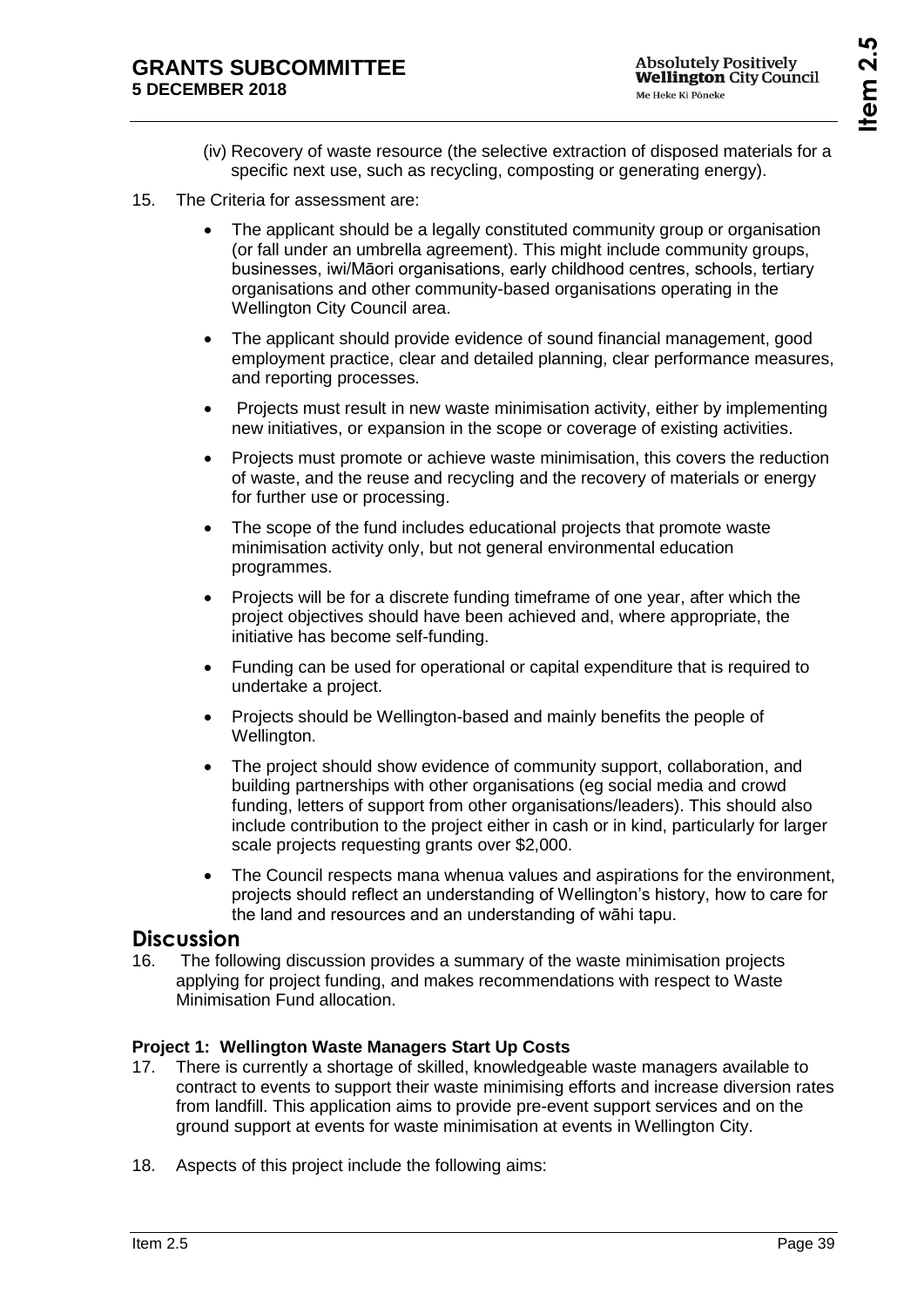(iv) Recovery of waste resource (the selective extraction of disposed materials for a specific next use, such as recycling, composting or generating energy).

15. The Criteria for assessment are:

- The applicant should be a legally constituted community group or organisation (or fall under an umbrella agreement). This might include community groups, businesses, iwi/Māori organisations, early childhood centres, schools, tertiary organisations and other community-based organisations operating in the Wellington City Council area.
- The applicant should provide evidence of sound financial management, good employment practice, clear and detailed planning, clear performance measures, and reporting processes.
- Projects must result in new waste minimisation activity, either by implementing new initiatives, or expansion in the scope or coverage of existing activities.
- Projects must promote or achieve waste minimisation, this covers the reduction of waste, and the reuse and recycling and the recovery of materials or energy for further use or processing.
- The scope of the fund includes educational projects that promote waste minimisation activity only, but not general environmental education programmes.
- Projects will be for a discrete funding timeframe of one year, after which the project objectives should have been achieved and, where appropriate, the initiative has become self-funding.
- Funding can be used for operational or capital expenditure that is required to undertake a project.
- Projects should be Wellington-based and mainly benefits the people of Wellington.
- The project should show evidence of community support, collaboration, and building partnerships with other organisations (eg social media and crowd funding, letters of support from other organisations/leaders). This should also include contribution to the project either in cash or in kind, particularly for larger scale projects requesting grants over $2,000.
- The Council respects mana whenua values and aspirations for the environment, projects should reflect an understanding of Wellington's history, how to care for the land and resources and an understanding of wāhi tapu.

## Discussion

16. The following discussion provides a summary of the waste minimisation projects applying for project funding, and makes recommendations with respect to Waste Minimisation Fund allocation.

### Project 1: Wellington Waste Managers Start Up Costs

17. There is currently a shortage of skilled, knowledgeable waste managers available to contract to events to support their waste minimising efforts and increase diversion rates from landfill. This application aims to provide pre-event support services and on the ground support at events for waste minimisation at events in Wellington City.

18. Aspects of this project include the following aims: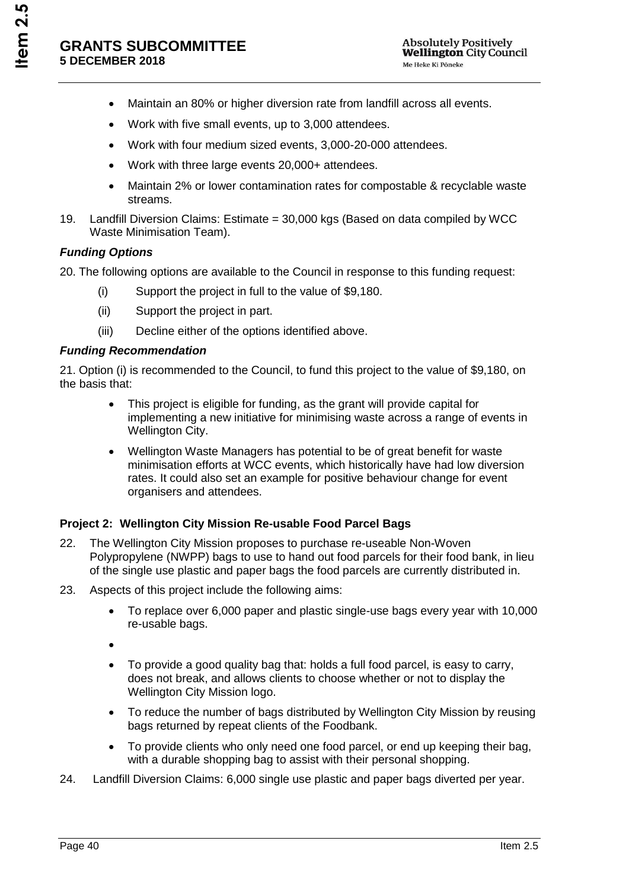- Maintain an 80% or higher diversion rate from landfill across all events.
- Work with five small events, up to 3,000 attendees.
- Work with four medium sized events, 3,000-20-000 attendees.
- Work with three large events 20,000+ attendees.
- Maintain 2% or lower contamination rates for compostable & recyclable waste streams.

19. Landfill Diversion Claims: Estimate = 30,000 kgs (Based on data compiled by WCC Waste Minimisation Team).

***Funding Options***

20. The following options are available to the Council in response to this funding request:

    (i) Support the project in full to the value of $9,180.

    (ii) Support the project in part.

    (iii) Decline either of the options identified above.

***Funding Recommendation***

21. Option (i) is recommended to the Council, to fund this project to the value of $9,180, on the basis that:

    - This project is eligible for funding, as the grant will provide capital for implementing a new initiative for minimising waste across a range of events in Wellington City.
    - Wellington Waste Managers has potential to be of great benefit for waste minimisation efforts at WCC events, which historically have had low diversion rates. It could also set an example for positive behaviour change for event organisers and attendees.

**Project 2: Wellington City Mission Re-usable Food Parcel Bags**

22. The Wellington City Mission proposes to purchase re-useable Non-Woven Polypropylene (NWPP) bags to use to hand out food parcels for their food bank, in lieu of the single use plastic and paper bags the food parcels are currently distributed in.

23. Aspects of this project include the following aims:

    - To replace over 6,000 paper and plastic single-use bags every year with 10,000 re-usable bags.
    - 
    - To provide a good quality bag that: holds a full food parcel, is easy to carry, does not break, and allows clients to choose whether or not to display the Wellington City Mission logo.
    - To reduce the number of bags distributed by Wellington City Mission by reusing bags returned by repeat clients of the Foodbank.
    - To provide clients who only need one food parcel, or end up keeping their bag, with a durable shopping bag to assist with their personal shopping.

24. Landfill Diversion Claims: 6,000 single use plastic and paper bags diverted per year.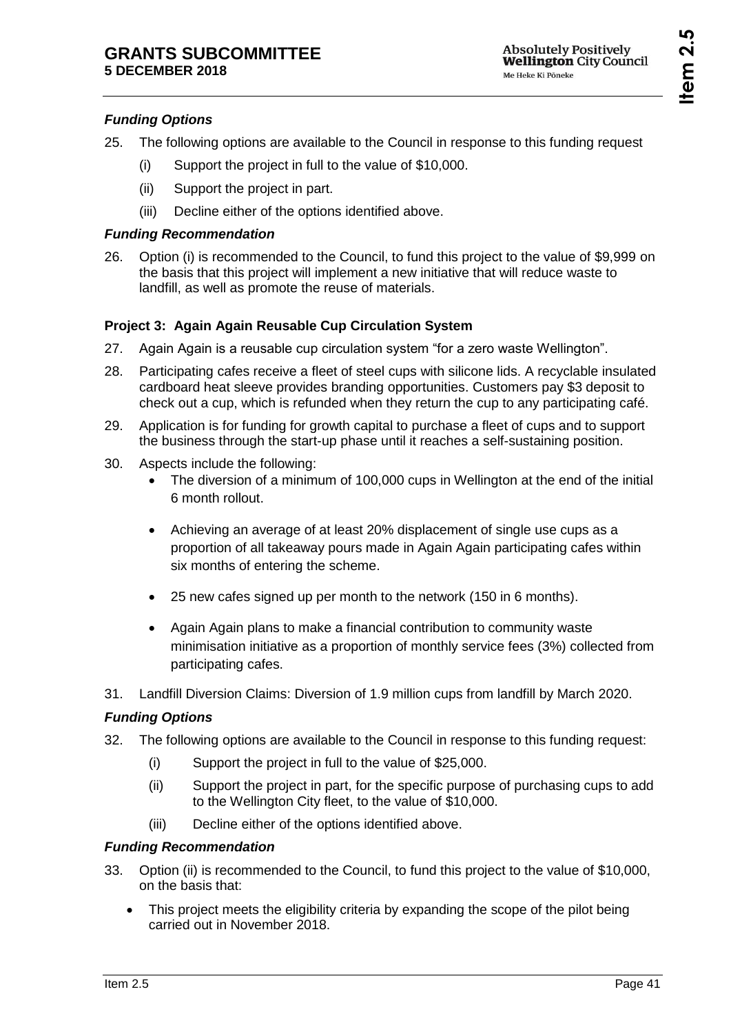### *Funding Options*

25. The following options are available to the Council in response to this funding request
    (i) Support the project in full to the value of $10,000.
    (ii) Support the project in part.
    (iii) Decline either of the options identified above.

### *Funding Recommendation*

26. Option (i) is recommended to the Council, to fund this project to the value of $9,999 on the basis that this project will implement a new initiative that will reduce waste to landfill, as well as promote the reuse of materials.

**Project 3: Again Again Reusable Cup Circulation System**

27. Again Again is a reusable cup circulation system "for a zero waste Wellington".
28. Participating cafes receive a fleet of steel cups with silicone lids. A recyclable insulated cardboard heat sleeve provides branding opportunities. Customers pay $3 deposit to check out a cup, which is refunded when they return the cup to any participating café.
29. Application is for funding for growth capital to purchase a fleet of cups and to support the business through the start-up phase until it reaches a self-sustaining position.
30. Aspects include the following:
    - The diversion of a minimum of 100,000 cups in Wellington at the end of the initial 6 month rollout.
    - Achieving an average of at least 20% displacement of single use cups as a proportion of all takeaway pours made in Again Again participating cafes within six months of entering the scheme.
    - 25 new cafes signed up per month to the network (150 in 6 months).
    - Again Again plans to make a financial contribution to community waste minimisation initiative as a proportion of monthly service fees (3%) collected from participating cafes.
31. Landfill Diversion Claims: Diversion of 1.9 million cups from landfill by March 2020.

### *Funding Options*

32. The following options are available to the Council in response to this funding request:
    (i) Support the project in full to the value of $25,000.
    (ii) Support the project in part, for the specific purpose of purchasing cups to add to the Wellington City fleet, to the value of $10,000.
    (iii) Decline either of the options identified above.

### *Funding Recommendation*

33. Option (ii) is recommended to the Council, to fund this project to the value of $10,000, on the basis that:
    - This project meets the eligibility criteria by expanding the scope of the pilot being carried out in November 2018.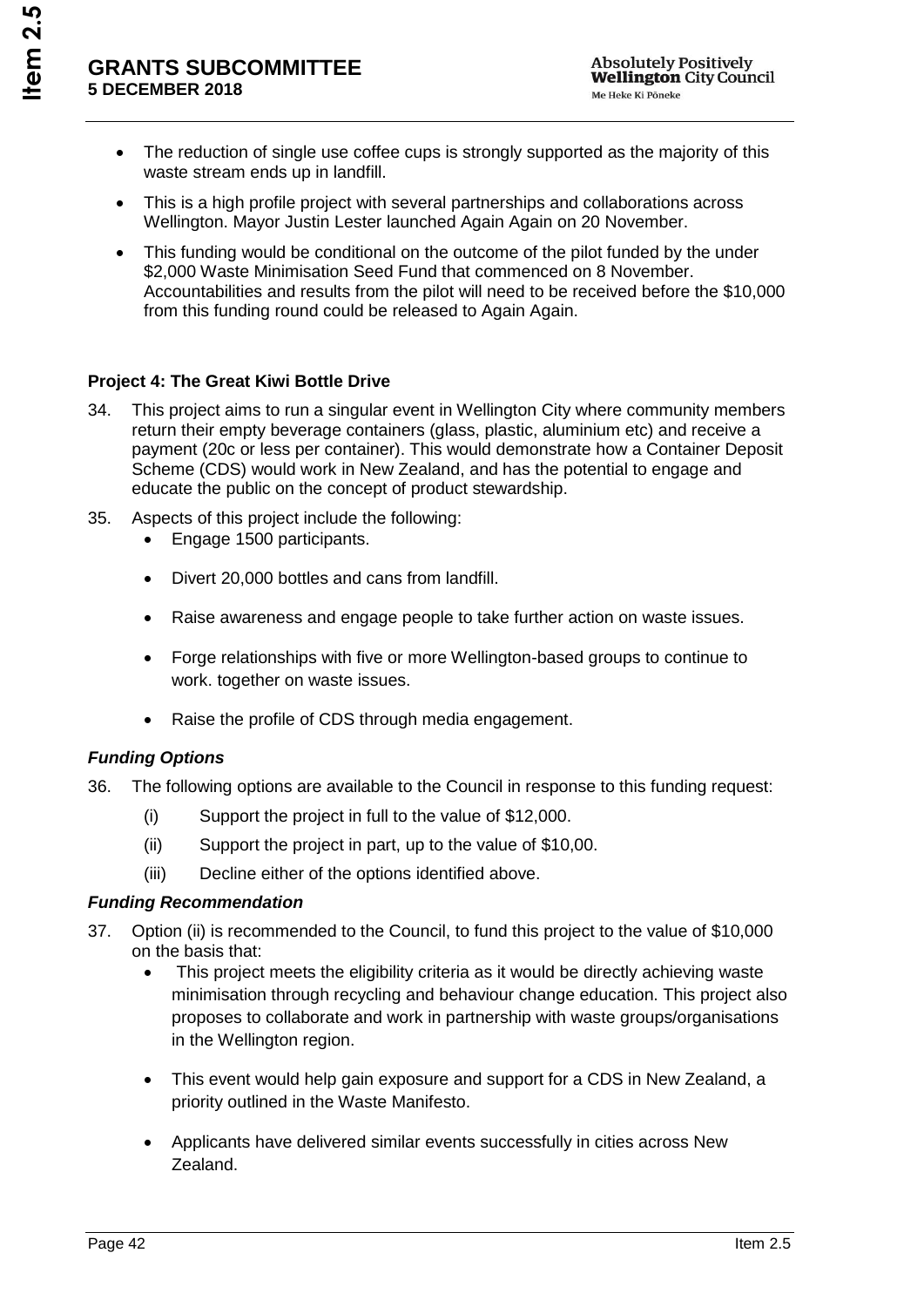- The reduction of single use coffee cups is strongly supported as the majority of this waste stream ends up in landfill.
- This is a high profile project with several partnerships and collaborations across Wellington. Mayor Justin Lester launched Again Again on 20 November.
- This funding would be conditional on the outcome of the pilot funded by the under $2,000 Waste Minimisation Seed Fund that commenced on 8 November. Accountabilities and results from the pilot will need to be received before the $10,000 from this funding round could be released to Again Again.

**Project 4: The Great Kiwi Bottle Drive**

34. This project aims to run a singular event in Wellington City where community members return their empty beverage containers (glass, plastic, aluminium etc) and receive a payment (20c or less per container). This would demonstrate how a Container Deposit Scheme (CDS) would work in New Zealand, and has the potential to engage and educate the public on the concept of product stewardship.

35. Aspects of this project include the following:
    - Engage 1500 participants.
    - Divert 20,000 bottles and cans from landfill.
    - Raise awareness and engage people to take further action on waste issues.
    - Forge relationships with five or more Wellington-based groups to continue to work. together on waste issues.
    - Raise the profile of CDS through media engagement.

***Funding Options***

36. The following options are available to the Council in response to this funding request:
    - (i) Support the project in full to the value of $12,000.
    - (ii) Support the project in part, up to the value of $10,00.
    - (iii) Decline either of the options identified above.

***Funding Recommendation***

37. Option (ii) is recommended to the Council, to fund this project to the value of $10,000 on the basis that:
    - This project meets the eligibility criteria as it would be directly achieving waste minimisation through recycling and behaviour change education. This project also proposes to collaborate and work in partnership with waste groups/organisations in the Wellington region.
    - This event would help gain exposure and support for a CDS in New Zealand, a priority outlined in the Waste Manifesto.
    - Applicants have delivered similar events successfully in cities across New Zealand.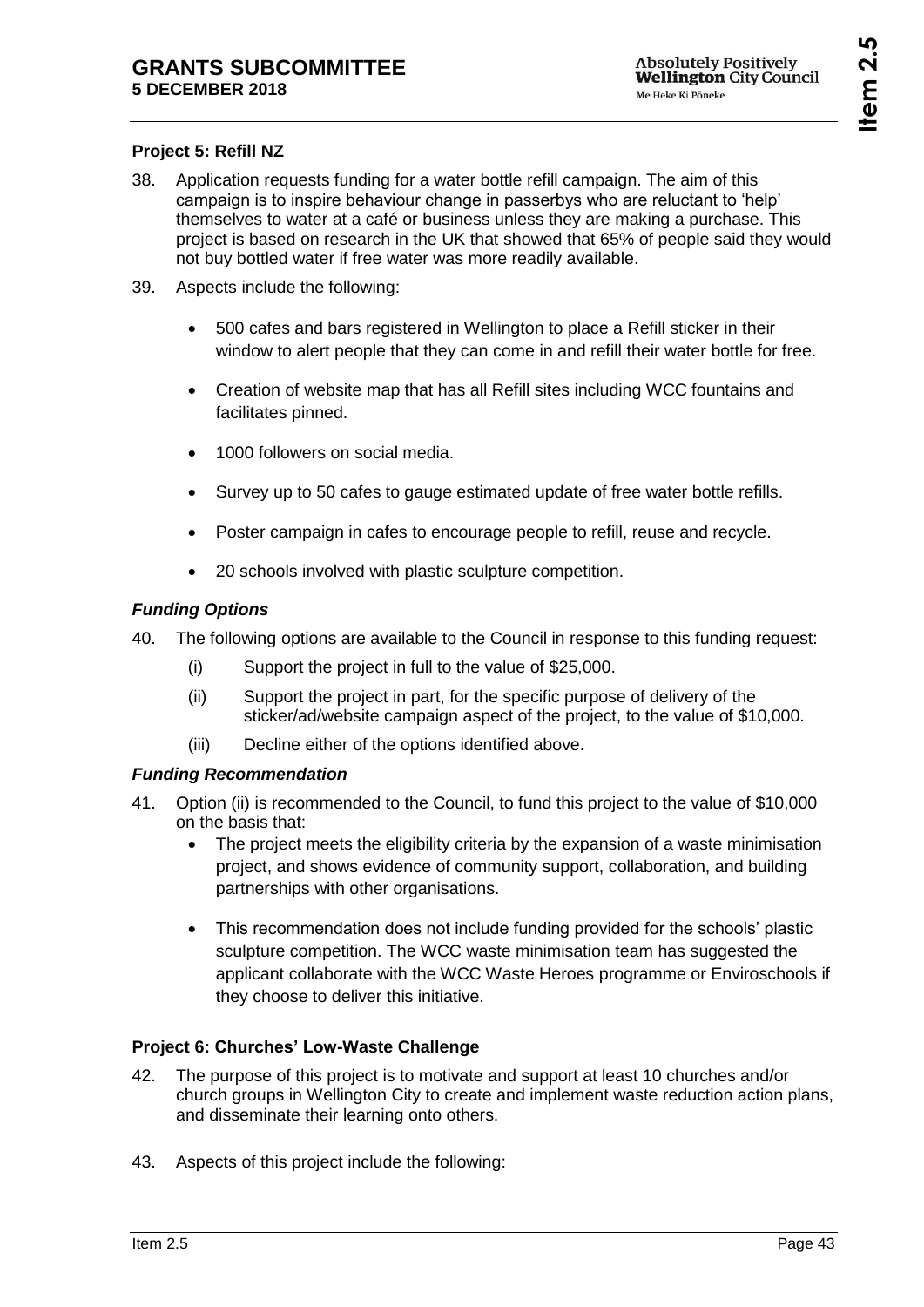**Project 5: Refill NZ**

38. Application requests funding for a water bottle refill campaign. The aim of this campaign is to inspire behaviour change in passerbys who are reluctant to 'help' themselves to water at a café or business unless they are making a purchase. This project is based on research in the UK that showed that 65% of people said they would not buy bottled water if free water was more readily available.

39. Aspects include the following:

    - 500 cafes and bars registered in Wellington to place a Refill sticker in their window to alert people that they can come in and refill their water bottle for free.
    - Creation of website map that has all Refill sites including WCC fountains and facilitates pinned.
    - 1000 followers on social media.
    - Survey up to 50 cafes to gauge estimated update of free water bottle refills.
    - Poster campaign in cafes to encourage people to refill, reuse and recycle.
    - 20 schools involved with plastic sculpture competition.

***Funding Options***

40. The following options are available to the Council in response to this funding request:

    (i) Support the project in full to the value of $25,000.

    (ii) Support the project in part, for the specific purpose of delivery of the sticker/ad/website campaign aspect of the project, to the value of $10,000.

    (iii) Decline either of the options identified above.

***Funding Recommendation***

41. Option (ii) is recommended to the Council, to fund this project to the value of $10,000 on the basis that:

    - The project meets the eligibility criteria by the expansion of a waste minimisation project, and shows evidence of community support, collaboration, and building partnerships with other organisations.
    - This recommendation does not include funding provided for the schools' plastic sculpture competition. The WCC waste minimisation team has suggested the applicant collaborate with the WCC Waste Heroes programme or Enviroschools if they choose to deliver this initiative.

**Project 6: Churches' Low-Waste Challenge**

42. The purpose of this project is to motivate and support at least 10 churches and/or church groups in Wellington City to create and implement waste reduction action plans, and disseminate their learning onto others.

43. Aspects of this project include the following: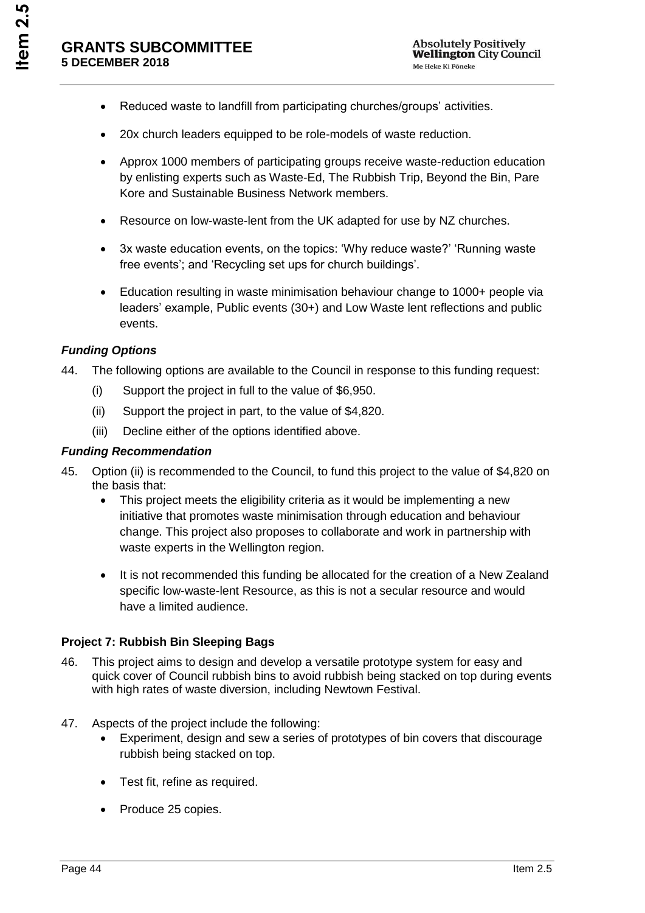- Reduced waste to landfill from participating churches/groups' activities.
- 20x church leaders equipped to be role-models of waste reduction.
- Approx 1000 members of participating groups receive waste-reduction education by enlisting experts such as Waste-Ed, The Rubbish Trip, Beyond the Bin, Pare Kore and Sustainable Business Network members.
- Resource on low-waste-lent from the UK adapted for use by NZ churches.
- 3x waste education events, on the topics: 'Why reduce waste?' 'Running waste free events'; and 'Recycling set ups for church buildings'.
- Education resulting in waste minimisation behaviour change to 1000+ people via leaders' example, Public events (30+) and Low Waste lent reflections and public events.

***Funding Options***

44. The following options are available to the Council in response to this funding request:
    (i) Support the project in full to the value of $6,950.
    (ii) Support the project in part, to the value of $4,820.
    (iii) Decline either of the options identified above.

***Funding Recommendation***

45. Option (ii) is recommended to the Council, to fund this project to the value of $4,820 on the basis that:
    - This project meets the eligibility criteria as it would be implementing a new initiative that promotes waste minimisation through education and behaviour change. This project also proposes to collaborate and work in partnership with waste experts in the Wellington region.
    - It is not recommended this funding be allocated for the creation of a New Zealand specific low-waste-lent Resource, as this is not a secular resource and would have a limited audience.

**Project 7: Rubbish Bin Sleeping Bags**

46. This project aims to design and develop a versatile prototype system for easy and quick cover of Council rubbish bins to avoid rubbish being stacked on top during events with high rates of waste diversion, including Newtown Festival.

47. Aspects of the project include the following:
    - Experiment, design and sew a series of prototypes of bin covers that discourage rubbish being stacked on top.
    - Test fit, refine as required.
    - Produce 25 copies.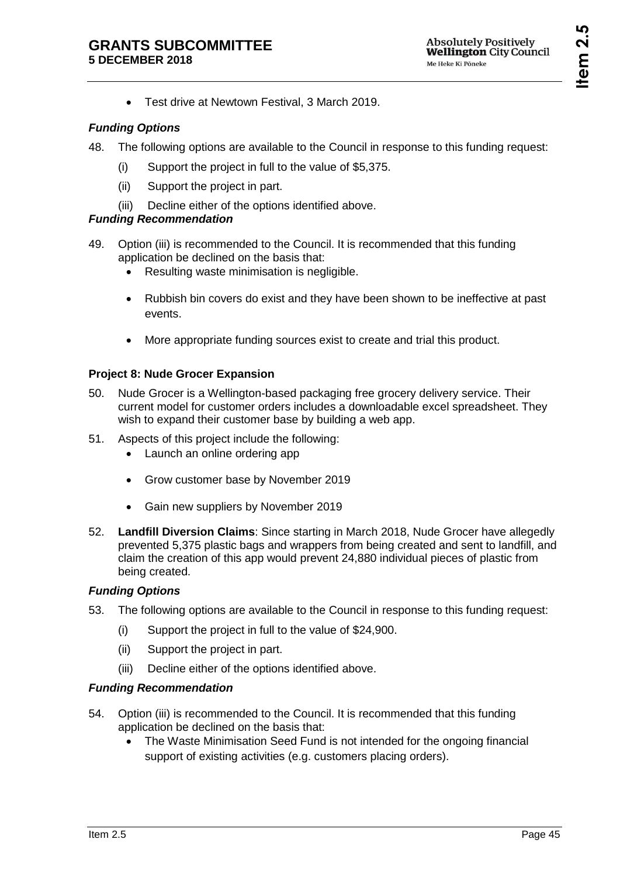- Test drive at Newtown Festival, 3 March 2019.

***Funding Options***

48. The following options are available to the Council in response to this funding request:
    (i) Support the project in full to the value of $5,375.
    (ii) Support the project in part.
    (iii) Decline either of the options identified above.

***Funding Recommendation***

49. Option (iii) is recommended to the Council. It is recommended that this funding application be declined on the basis that:
    - Resulting waste minimisation is negligible.
    - Rubbish bin covers do exist and they have been shown to be ineffective at past events.
    - More appropriate funding sources exist to create and trial this product.

**Project 8: Nude Grocer Expansion**

50. Nude Grocer is a Wellington-based packaging free grocery delivery service. Their current model for customer orders includes a downloadable excel spreadsheet. They wish to expand their customer base by building a web app.
51. Aspects of this project include the following:
    - Launch an online ordering app
    - Grow customer base by November 2019
    - Gain new suppliers by November 2019
52. **Landfill Diversion Claims**: Since starting in March 2018, Nude Grocer have allegedly prevented 5,375 plastic bags and wrappers from being created and sent to landfill, and claim the creation of this app would prevent 24,880 individual pieces of plastic from being created.

***Funding Options***

53. The following options are available to the Council in response to this funding request:
    (i) Support the project in full to the value of $24,900.
    (ii) Support the project in part.
    (iii) Decline either of the options identified above.

***Funding Recommendation***

54. Option (iii) is recommended to the Council. It is recommended that this funding application be declined on the basis that:
    - The Waste Minimisation Seed Fund is not intended for the ongoing financial support of existing activities (e.g. customers placing orders).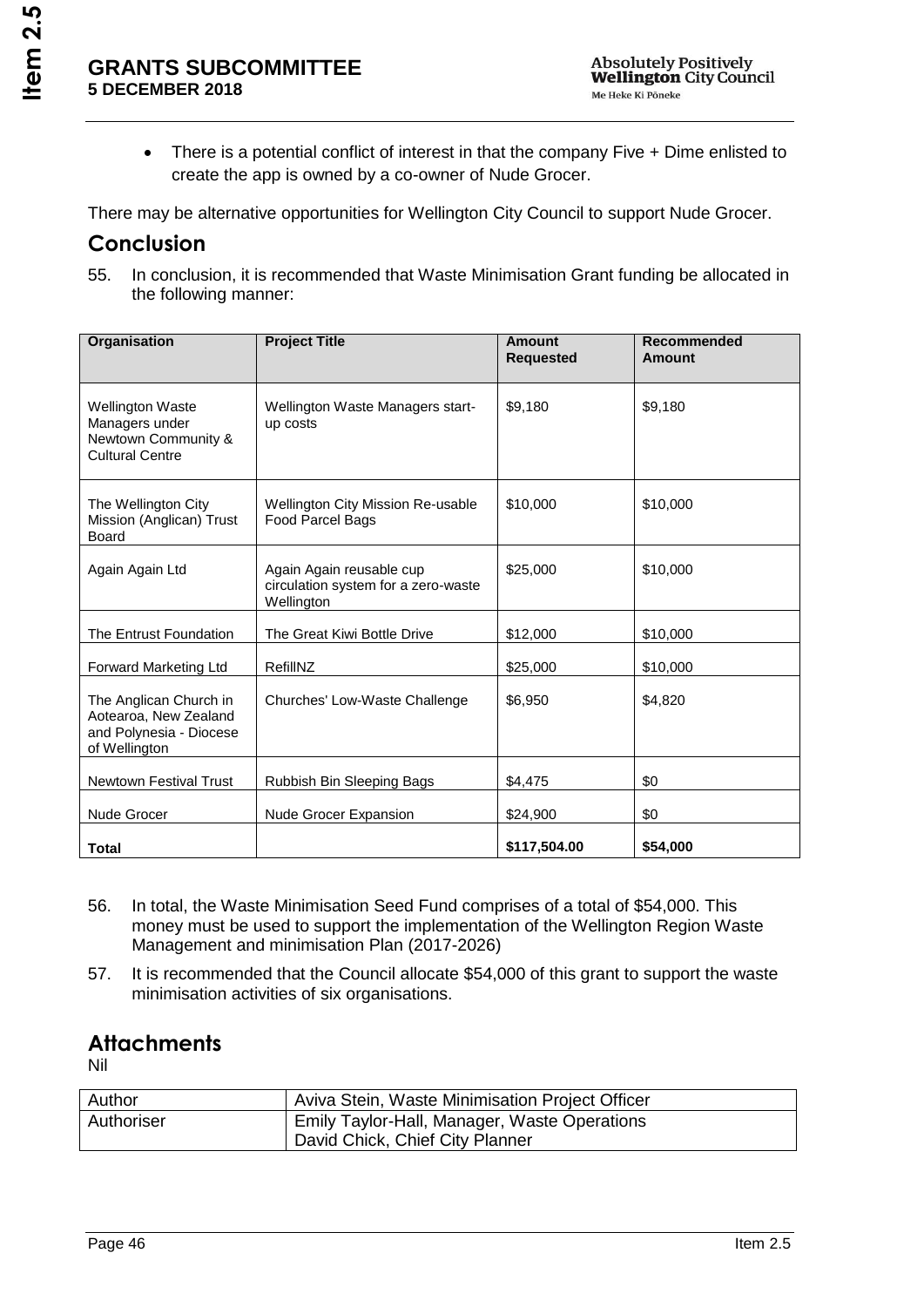- There is a potential conflict of interest in that the company Five + Dime enlisted to create the app is owned by a co-owner of Nude Grocer.

There may be alternative opportunities for Wellington City Council to support Nude Grocer.

## Conclusion

55. In conclusion, it is recommended that Waste Minimisation Grant funding be allocated in the following manner:

| Organisation | Project Title | Amount Requested | Recommended Amount |
|---|---|---|---|
| Wellington Waste Managers under Newtown Community & Cultural Centre | Wellington Waste Managers start-up costs | $9,180 | $9,180 |
| The Wellington City Mission (Anglican) Trust Board | Wellington City Mission Re-usable Food Parcel Bags | $10,000 | $10,000 |
| Again Again Ltd | Again Again reusable cup circulation system for a zero-waste Wellington | $25,000 | $10,000 |
| The Entrust Foundation | The Great Kiwi Bottle Drive | $12,000 | $10,000 |
| Forward Marketing Ltd | RefillNZ | $25,000 | $10,000 |
| The Anglican Church in Aotearoa, New Zealand and Polynesia - Diocese of Wellington | Churches' Low-Waste Challenge | $6,950 | $4,820 |
| Newtown Festival Trust | Rubbish Bin Sleeping Bags | $4,475 | $0 |
| Nude Grocer | Nude Grocer Expansion | $24,900 | $0 |
| **Total** | | **$117,504.00** | **$54,000** |

56. In total, the Waste Minimisation Seed Fund comprises of a total of $54,000. This money must be used to support the implementation of the Wellington Region Waste Management and minimisation Plan (2017-2026)

57. It is recommended that the Council allocate $54,000 of this grant to support the waste minimisation activities of six organisations.

## Attachments

Nil

| Author | Aviva Stein, Waste Minimisation Project Officer |
|---|---|
| Authoriser | Emily Taylor-Hall, Manager, Waste Operations<br>David Chick, Chief City Planner |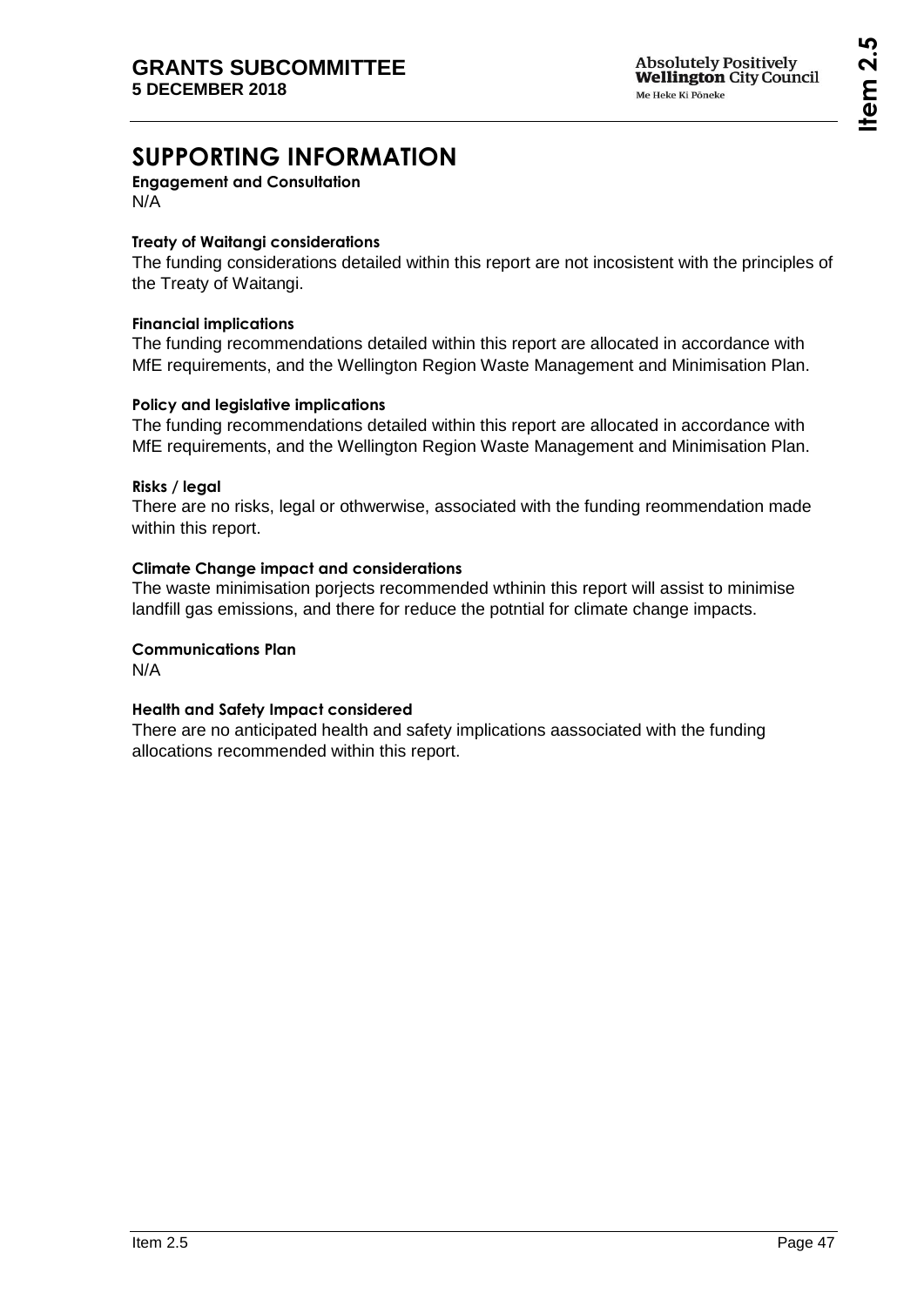# SUPPORTING INFORMATION

**Engagement and Consultation**
N/A

**Treaty of Waitangi considerations**
The funding considerations detailed within this report are not incosistent with the principles of the Treaty of Waitangi.

**Financial implications**
The funding recommendations detailed within this report are allocated in accordance with MfE requirements, and the Wellington Region Waste Management and Minimisation Plan.

**Policy and legislative implications**
The funding recommendations detailed within this report are allocated in accordance with MfE requirements, and the Wellington Region Waste Management and Minimisation Plan.

**Risks / legal**
There are no risks, legal or othwerwise, associated with the funding reommendation made within this report.

**Climate Change impact and considerations**
The waste minimisation porjects recommended wthinin this report will assist to minimise landfill gas emissions, and there for reduce the potntial for climate change impacts.

**Communications Plan**
N/A

**Health and Safety Impact considered**
There are no anticipated health and safety implications aassociated with the funding allocations recommended within this report.